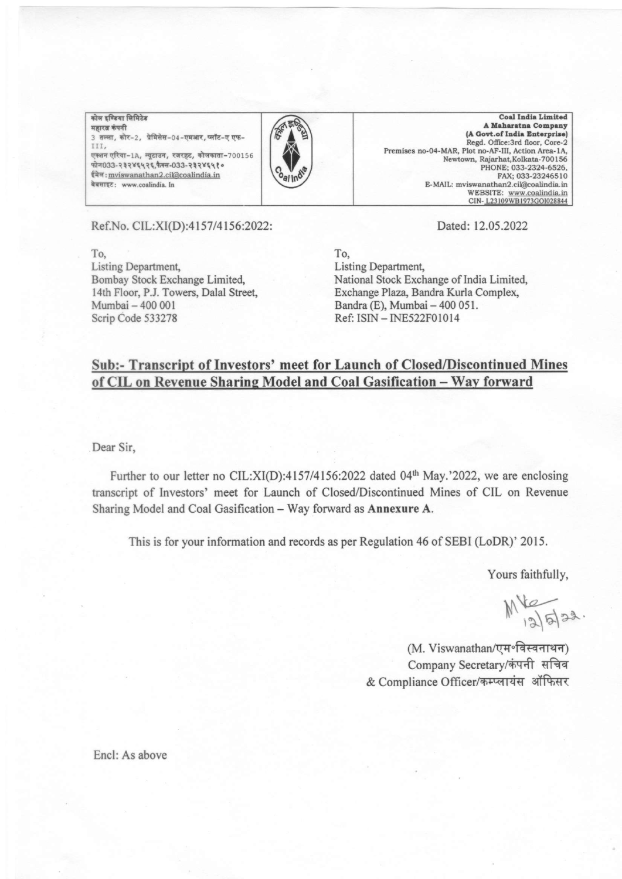| कोल इण्डिया लिमिटेड<br>महारत्न कंपनी<br>3 तल्ला, कोर-2, प्रेमिसेस-04-एमआर, प्लॉट-ए एफ-III,<br>एक्शन एरिया-1A, न्यूटाउन, रजरहट, कोलकाता-700156<br>फोन033-२३२४६५२६,फैक्स-033-२३२४६५१०<br>ईमेल: mviswanathan2.cil@coalindia.in<br>वेबसाइट: www.coalindia.in | | **Coal India Limited**<br>**A Maharatna Company**<br>**(A Govt.of India Enterprise)**<br>Regd. Office:3rd floor, Core-2<br>Premises no-04-MAR, Plot no-AF-III, Action Area-1A,<br>Newtown, Rajarhat,Kolkata-700156<br>PHONE; 033-2324-6526,<br>FAX; 033-23246510<br>E-MAIL: mviswanathan2.cil@coalindia.in<br>WEBSITE: www.coalindia.in<br>CIN- L23109WB1973GOI028844 |
|---|---|---|

Ref.No. CIL:XI(D):4157/4156:2022:

Dated: 12.05.2022

To,
Listing Department,
Bombay Stock Exchange Limited,
14th Floor, P.J. Towers, Dalal Street,
Mumbai – 400 001
Scrip Code 533278

To,
Listing Department,
National Stock Exchange of India Limited,
Exchange Plaza, Bandra Kurla Complex,
Bandra (E), Mumbai – 400 051.
Ref: ISIN – INE522F01014

## Sub:- Transcript of Investors' meet for Launch of Closed/Discontinued Mines of CIL on Revenue Sharing Model and Coal Gasification – Way forward

Dear Sir,

Further to our letter no CIL:XI(D):4157/4156:2022 dated 04th May.'2022, we are enclosing transcript of Investors' meet for Launch of Closed/Discontinued Mines of CIL on Revenue Sharing Model and Coal Gasification – Way forward as **Annexure A**.

This is for your information and records as per Regulation 46 of SEBI (LoDR)' 2015.

Yours faithfully,

(M. Viswanathan/एम॰विस्वनाथन)
Company Secretary/कंपनी सचिव
& Compliance Officer/कम्प्लायंस ऑफिसर

Encl: As above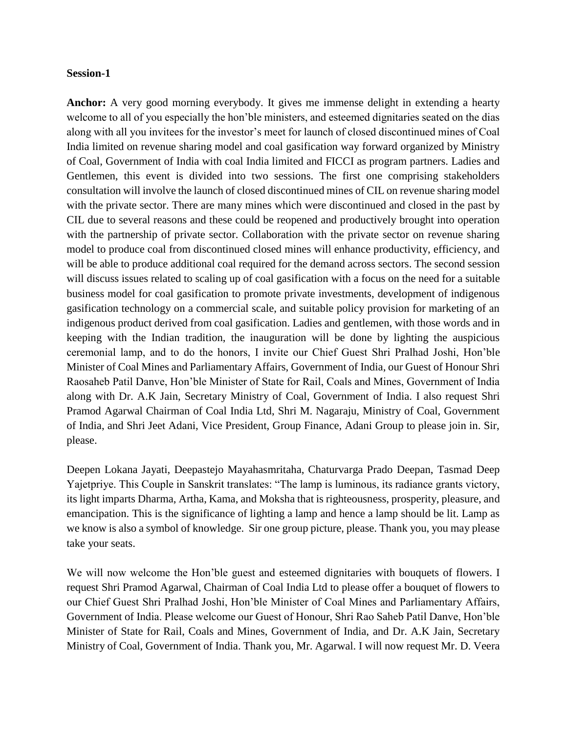**Session-1**

**Anchor:** A very good morning everybody. It gives me immense delight in extending a hearty welcome to all of you especially the hon'ble ministers, and esteemed dignitaries seated on the dias along with all you invitees for the investor's meet for launch of closed discontinued mines of Coal India limited on revenue sharing model and coal gasification way forward organized by Ministry of Coal, Government of India with coal India limited and FICCI as program partners. Ladies and Gentlemen, this event is divided into two sessions. The first one comprising stakeholders consultation will involve the launch of closed discontinued mines of CIL on revenue sharing model with the private sector. There are many mines which were discontinued and closed in the past by CIL due to several reasons and these could be reopened and productively brought into operation with the partnership of private sector. Collaboration with the private sector on revenue sharing model to produce coal from discontinued closed mines will enhance productivity, efficiency, and will be able to produce additional coal required for the demand across sectors. The second session will discuss issues related to scaling up of coal gasification with a focus on the need for a suitable business model for coal gasification to promote private investments, development of indigenous gasification technology on a commercial scale, and suitable policy provision for marketing of an indigenous product derived from coal gasification. Ladies and gentlemen, with those words and in keeping with the Indian tradition, the inauguration will be done by lighting the auspicious ceremonial lamp, and to do the honors, I invite our Chief Guest Shri Pralhad Joshi, Hon'ble Minister of Coal Mines and Parliamentary Affairs, Government of India, our Guest of Honour Shri Raosaheb Patil Danve, Hon'ble Minister of State for Rail, Coals and Mines, Government of India along with Dr. A.K Jain, Secretary Ministry of Coal, Government of India. I also request Shri Pramod Agarwal Chairman of Coal India Ltd, Shri M. Nagaraju, Ministry of Coal, Government of India, and Shri Jeet Adani, Vice President, Group Finance, Adani Group to please join in. Sir, please.

Deepen Lokana Jayati, Deepastejo Mayahasmritaha, Chaturvarga Prado Deepan, Tasmad Deep Yajetpriye. This Couple in Sanskrit translates: "The lamp is luminous, its radiance grants victory, its light imparts Dharma, Artha, Kama, and Moksha that is righteousness, prosperity, pleasure, and emancipation. This is the significance of lighting a lamp and hence a lamp should be lit. Lamp as we know is also a symbol of knowledge. Sir one group picture, please. Thank you, you may please take your seats.

We will now welcome the Hon'ble guest and esteemed dignitaries with bouquets of flowers. I request Shri Pramod Agarwal, Chairman of Coal India Ltd to please offer a bouquet of flowers to our Chief Guest Shri Pralhad Joshi, Hon'ble Minister of Coal Mines and Parliamentary Affairs, Government of India. Please welcome our Guest of Honour, Shri Rao Saheb Patil Danve, Hon'ble Minister of State for Rail, Coals and Mines, Government of India, and Dr. A.K Jain, Secretary Ministry of Coal, Government of India. Thank you, Mr. Agarwal. I will now request Mr. D. Veera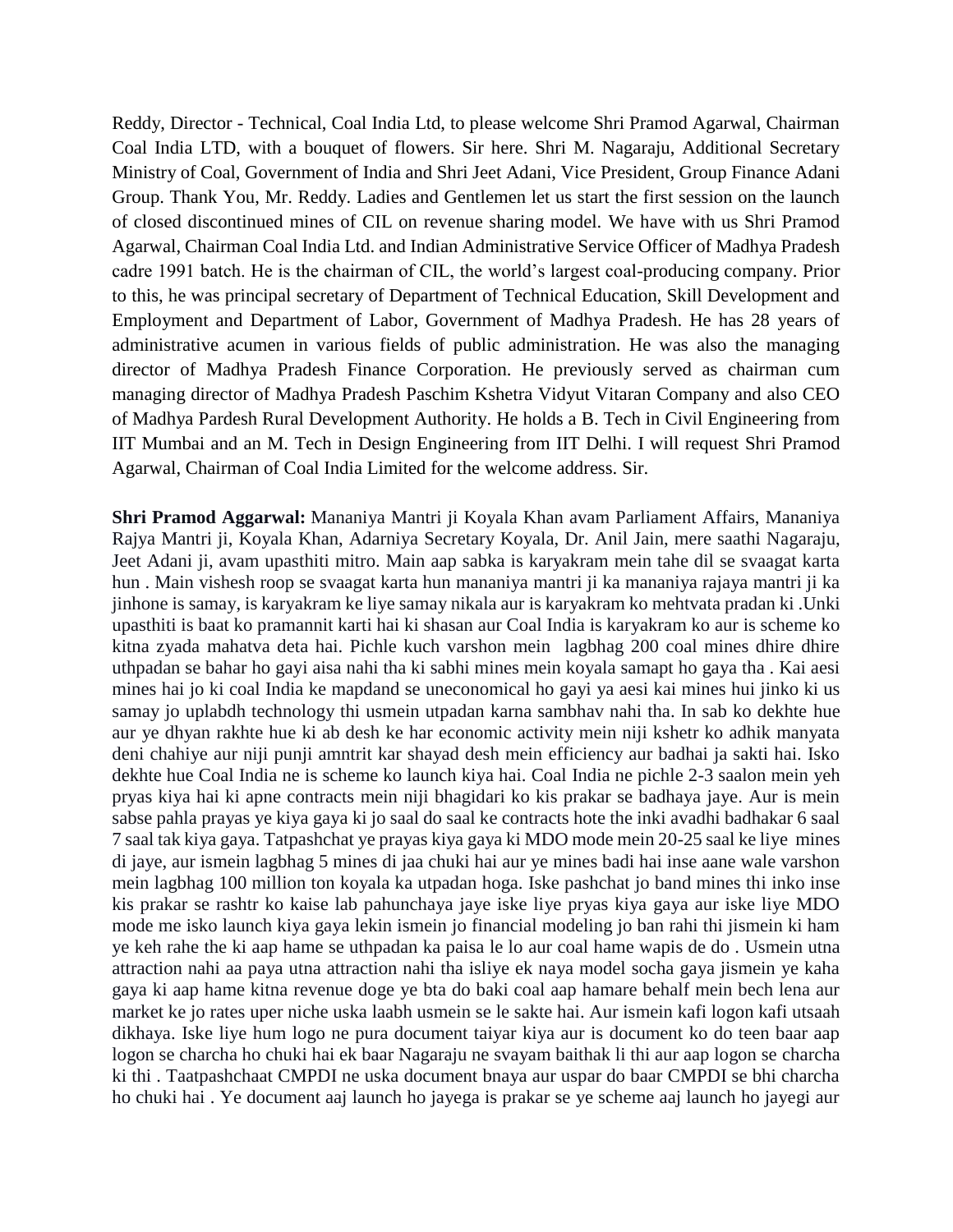Reddy, Director - Technical, Coal India Ltd, to please welcome Shri Pramod Agarwal, Chairman Coal India LTD, with a bouquet of flowers. Sir here. Shri M. Nagaraju, Additional Secretary Ministry of Coal, Government of India and Shri Jeet Adani, Vice President, Group Finance Adani Group. Thank You, Mr. Reddy. Ladies and Gentlemen let us start the first session on the launch of closed discontinued mines of CIL on revenue sharing model. We have with us Shri Pramod Agarwal, Chairman Coal India Ltd. and Indian Administrative Service Officer of Madhya Pradesh cadre 1991 batch. He is the chairman of CIL, the world's largest coal-producing company. Prior to this, he was principal secretary of Department of Technical Education, Skill Development and Employment and Department of Labor, Government of Madhya Pradesh. He has 28 years of administrative acumen in various fields of public administration. He was also the managing director of Madhya Pradesh Finance Corporation. He previously served as chairman cum managing director of Madhya Pradesh Paschim Kshetra Vidyut Vitaran Company and also CEO of Madhya Pardesh Rural Development Authority. He holds a B. Tech in Civil Engineering from IIT Mumbai and an M. Tech in Design Engineering from IIT Delhi. I will request Shri Pramod Agarwal, Chairman of Coal India Limited for the welcome address. Sir.

**Shri Pramod Aggarwal:** Mananiya Mantri ji Koyala Khan avam Parliament Affairs, Mananiya Rajya Mantri ji, Koyala Khan, Adarniya Secretary Koyala, Dr. Anil Jain, mere saathi Nagaraju, Jeet Adani ji, avam upasthiti mitro. Main aap sabka is karyakram mein tahe dil se svaagat karta hun . Main vishesh roop se svaagat karta hun mananiya mantri ji ka mananiya rajaya mantri ji ka jinhone is samay, is karyakram ke liye samay nikala aur is karyakram ko mehtvata pradan ki .Unki upasthiti is baat ko pramannit karti hai ki shasan aur Coal India is karyakram ko aur is scheme ko kitna zyada mahatva deta hai. Pichle kuch varshon mein lagbhag 200 coal mines dhire dhire uthpadan se bahar ho gayi aisa nahi tha ki sabhi mines mein koyala samapt ho gaya tha . Kai aesi mines hai jo ki coal India ke mapdand se uneconomical ho gayi ya aesi kai mines hui jinko ki us samay jo uplabdh technology thi usmein utpadan karna sambhav nahi tha. In sab ko dekhte hue aur ye dhyan rakhte hue ki ab desh ke har economic activity mein niji kshetr ko adhik manyata deni chahiye aur niji punji amntrit kar shayad desh mein efficiency aur badhai ja sakti hai. Isko dekhte hue Coal India ne is scheme ko launch kiya hai. Coal India ne pichle 2-3 saalon mein yeh pryas kiya hai ki apne contracts mein niji bhagidari ko kis prakar se badhaya jaye. Aur is mein sabse pahla prayas ye kiya gaya ki jo saal do saal ke contracts hote the inki avadhi badhakar 6 saal 7 saal tak kiya gaya. Tatpashchat ye prayas kiya gaya ki MDO mode mein 20-25 saal ke liye mines di jaye, aur ismein lagbhag 5 mines di jaa chuki hai aur ye mines badi hai inse aane wale varshon mein lagbhag 100 million ton koyala ka utpadan hoga. Iske pashchat jo band mines thi inko inse kis prakar se rashtr ko kaise lab pahunchaya jaye iske liye pryas kiya gaya aur iske liye MDO mode me isko launch kiya gaya lekin ismein jo financial modeling jo ban rahi thi jismein ki ham ye keh rahe the ki aap hame se uthpadan ka paisa le lo aur coal hame wapis de do . Usmein utna attraction nahi aa paya utna attraction nahi tha isliye ek naya model socha gaya jismein ye kaha gaya ki aap hame kitna revenue doge ye bta do baki coal aap hamare behalf mein bech lena aur market ke jo rates uper niche uska laabh usmein se le sakte hai. Aur ismein kafi logon kafi utsaah dikhaya. Iske liye hum logo ne pura document taiyar kiya aur is document ko do teen baar aap logon se charcha ho chuki hai ek baar Nagaraju ne svayam baithak li thi aur aap logon se charcha ki thi . Taatpashchaat CMPDI ne uska document bnaya aur uspar do baar CMPDI se bhi charcha ho chuki hai . Ye document aaj launch ho jayega is prakar se ye scheme aaj launch ho jayegi aur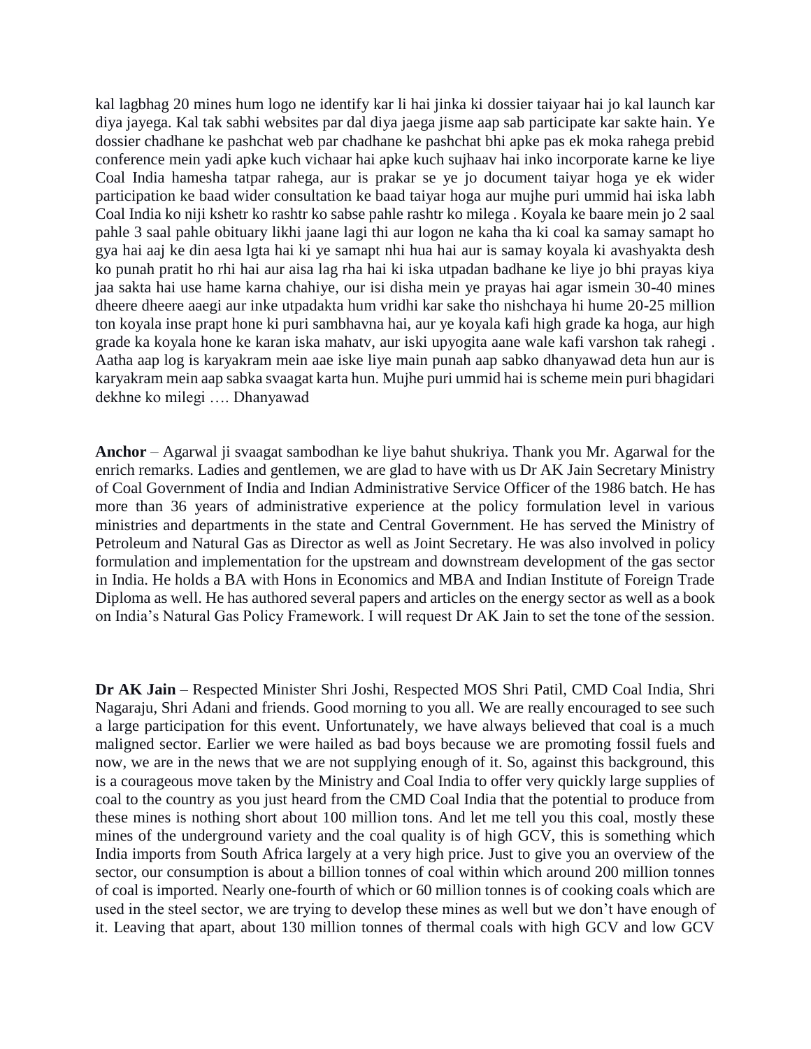kal lagbhag 20 mines hum logo ne identify kar li hai jinka ki dossier taiyaar hai jo kal launch kar diya jayega. Kal tak sabhi websites par dal diya jaega jisme aap sab participate kar sakte hain. Ye dossier chadhane ke pashchat web par chadhane ke pashchat bhi apke pas ek moka rahega prebid conference mein yadi apke kuch vichaar hai apke kuch sujhaav hai inko incorporate karne ke liye Coal India hamesha tatpar rahega, aur is prakar se ye jo document taiyar hoga ye ek wider participation ke baad wider consultation ke baad taiyar hoga aur mujhe puri ummid hai iska labh Coal India ko niji kshetr ko rashtr ko sabse pahle rashtr ko milega . Koyala ke baare mein jo 2 saal pahle 3 saal pahle obituary likhi jaane lagi thi aur logon ne kaha tha ki coal ka samay samapt ho gya hai aaj ke din aesa lgta hai ki ye samapt nhi hua hai aur is samay koyala ki avashyakta desh ko punah pratit ho rhi hai aur aisa lag rha hai ki iska utpadan badhane ke liye jo bhi prayas kiya jaa sakta hai use hame karna chahiye, our isi disha mein ye prayas hai agar ismein 30-40 mines dheere dheere aaegi aur inke utpadakta hum vridhi kar sake tho nishchaya hi hume 20-25 million ton koyala inse prapt hone ki puri sambhavna hai, aur ye koyala kafi high grade ka hoga, aur high grade ka koyala hone ke karan iska mahatv, aur iski upyogita aane wale kafi varshon tak rahegi . Aatha aap log is karyakram mein aae iske liye main punah aap sabko dhanyawad deta hun aur is karyakram mein aap sabka svaagat karta hun. Mujhe puri ummid hai is scheme mein puri bhagidari dekhne ko milegi …. Dhanyawad

**Anchor** – Agarwal ji svaagat sambodhan ke liye bahut shukriya. Thank you Mr. Agarwal for the enrich remarks. Ladies and gentlemen, we are glad to have with us Dr AK Jain Secretary Ministry of Coal Government of India and Indian Administrative Service Officer of the 1986 batch. He has more than 36 years of administrative experience at the policy formulation level in various ministries and departments in the state and Central Government. He has served the Ministry of Petroleum and Natural Gas as Director as well as Joint Secretary. He was also involved in policy formulation and implementation for the upstream and downstream development of the gas sector in India. He holds a BA with Hons in Economics and MBA and Indian Institute of Foreign Trade Diploma as well. He has authored several papers and articles on the energy sector as well as a book on India's Natural Gas Policy Framework. I will request Dr AK Jain to set the tone of the session.

**Dr AK Jain** – Respected Minister Shri Joshi, Respected MOS Shri Patil, CMD Coal India, Shri Nagaraju, Shri Adani and friends. Good morning to you all. We are really encouraged to see such a large participation for this event. Unfortunately, we have always believed that coal is a much maligned sector. Earlier we were hailed as bad boys because we are promoting fossil fuels and now, we are in the news that we are not supplying enough of it. So, against this background, this is a courageous move taken by the Ministry and Coal India to offer very quickly large supplies of coal to the country as you just heard from the CMD Coal India that the potential to produce from these mines is nothing short about 100 million tons. And let me tell you this coal, mostly these mines of the underground variety and the coal quality is of high GCV, this is something which India imports from South Africa largely at a very high price. Just to give you an overview of the sector, our consumption is about a billion tonnes of coal within which around 200 million tonnes of coal is imported. Nearly one-fourth of which or 60 million tonnes is of cooking coals which are used in the steel sector, we are trying to develop these mines as well but we don't have enough of it. Leaving that apart, about 130 million tonnes of thermal coals with high GCV and low GCV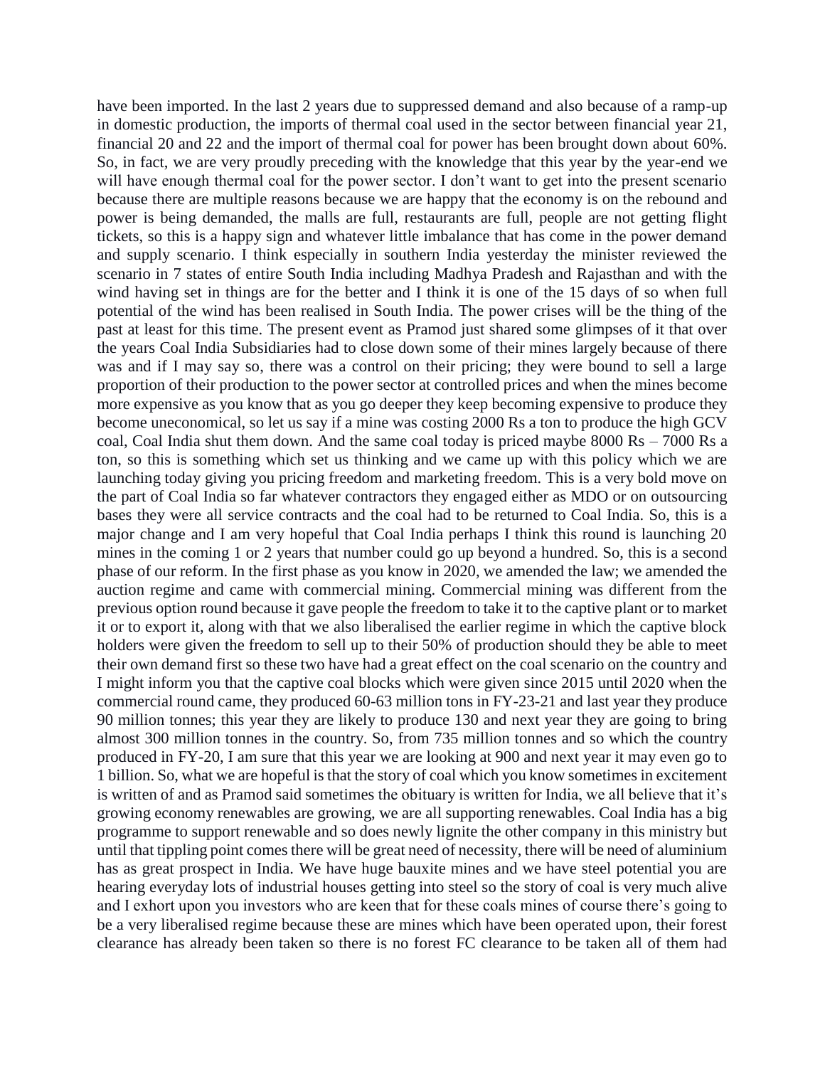have been imported. In the last 2 years due to suppressed demand and also because of a ramp-up in domestic production, the imports of thermal coal used in the sector between financial year 21, financial 20 and 22 and the import of thermal coal for power has been brought down about 60%. So, in fact, we are very proudly preceding with the knowledge that this year by the year-end we will have enough thermal coal for the power sector. I don't want to get into the present scenario because there are multiple reasons because we are happy that the economy is on the rebound and power is being demanded, the malls are full, restaurants are full, people are not getting flight tickets, so this is a happy sign and whatever little imbalance that has come in the power demand and supply scenario. I think especially in southern India yesterday the minister reviewed the scenario in 7 states of entire South India including Madhya Pradesh and Rajasthan and with the wind having set in things are for the better and I think it is one of the 15 days of so when full potential of the wind has been realised in South India. The power crises will be the thing of the past at least for this time. The present event as Pramod just shared some glimpses of it that over the years Coal India Subsidiaries had to close down some of their mines largely because of there was and if I may say so, there was a control on their pricing; they were bound to sell a large proportion of their production to the power sector at controlled prices and when the mines become more expensive as you know that as you go deeper they keep becoming expensive to produce they become uneconomical, so let us say if a mine was costing 2000 Rs a ton to produce the high GCV coal, Coal India shut them down. And the same coal today is priced maybe 8000 Rs – 7000 Rs a ton, so this is something which set us thinking and we came up with this policy which we are launching today giving you pricing freedom and marketing freedom. This is a very bold move on the part of Coal India so far whatever contractors they engaged either as MDO or on outsourcing bases they were all service contracts and the coal had to be returned to Coal India. So, this is a major change and I am very hopeful that Coal India perhaps I think this round is launching 20 mines in the coming 1 or 2 years that number could go up beyond a hundred. So, this is a second phase of our reform. In the first phase as you know in 2020, we amended the law; we amended the auction regime and came with commercial mining. Commercial mining was different from the previous option round because it gave people the freedom to take it to the captive plant or to market it or to export it, along with that we also liberalised the earlier regime in which the captive block holders were given the freedom to sell up to their 50% of production should they be able to meet their own demand first so these two have had a great effect on the coal scenario on the country and I might inform you that the captive coal blocks which were given since 2015 until 2020 when the commercial round came, they produced 60-63 million tons in FY-23-21 and last year they produce 90 million tonnes; this year they are likely to produce 130 and next year they are going to bring almost 300 million tonnes in the country. So, from 735 million tonnes and so which the country produced in FY-20, I am sure that this year we are looking at 900 and next year it may even go to 1 billion. So, what we are hopeful is that the story of coal which you know sometimes in excitement is written of and as Pramod said sometimes the obituary is written for India, we all believe that it's growing economy renewables are growing, we are all supporting renewables. Coal India has a big programme to support renewable and so does newly lignite the other company in this ministry but until that tippling point comes there will be great need of necessity, there will be need of aluminium has as great prospect in India. We have huge bauxite mines and we have steel potential you are hearing everyday lots of industrial houses getting into steel so the story of coal is very much alive and I exhort upon you investors who are keen that for these coals mines of course there's going to be a very liberalised regime because these are mines which have been operated upon, their forest clearance has already been taken so there is no forest FC clearance to be taken all of them had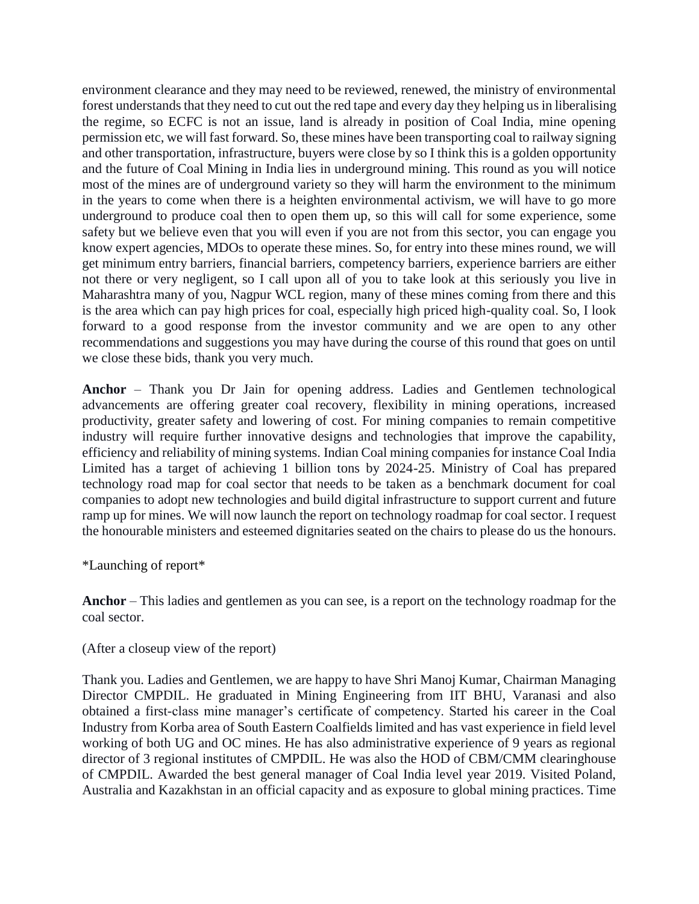environment clearance and they may need to be reviewed, renewed, the ministry of environmental forest understands that they need to cut out the red tape and every day they helping us in liberalising the regime, so ECFC is not an issue, land is already in position of Coal India, mine opening permission etc, we will fast forward. So, these mines have been transporting coal to railway signing and other transportation, infrastructure, buyers were close by so I think this is a golden opportunity and the future of Coal Mining in India lies in underground mining. This round as you will notice most of the mines are of underground variety so they will harm the environment to the minimum in the years to come when there is a heighten environmental activism, we will have to go more underground to produce coal then to open them up, so this will call for some experience, some safety but we believe even that you will even if you are not from this sector, you can engage you know expert agencies, MDOs to operate these mines. So, for entry into these mines round, we will get minimum entry barriers, financial barriers, competency barriers, experience barriers are either not there or very negligent, so I call upon all of you to take look at this seriously you live in Maharashtra many of you, Nagpur WCL region, many of these mines coming from there and this is the area which can pay high prices for coal, especially high priced high-quality coal. So, I look forward to a good response from the investor community and we are open to any other recommendations and suggestions you may have during the course of this round that goes on until we close these bids, thank you very much.

**Anchor** – Thank you Dr Jain for opening address. Ladies and Gentlemen technological advancements are offering greater coal recovery, flexibility in mining operations, increased productivity, greater safety and lowering of cost. For mining companies to remain competitive industry will require further innovative designs and technologies that improve the capability, efficiency and reliability of mining systems. Indian Coal mining companies for instance Coal India Limited has a target of achieving 1 billion tons by 2024-25. Ministry of Coal has prepared technology road map for coal sector that needs to be taken as a benchmark document for coal companies to adopt new technologies and build digital infrastructure to support current and future ramp up for mines. We will now launch the report on technology roadmap for coal sector. I request the honourable ministers and esteemed dignitaries seated on the chairs to please do us the honours.

*Launching of report*

**Anchor** – This ladies and gentlemen as you can see, is a report on the technology roadmap for the coal sector.

(After a closeup view of the report)

Thank you. Ladies and Gentlemen, we are happy to have Shri Manoj Kumar, Chairman Managing Director CMPDIL. He graduated in Mining Engineering from IIT BHU, Varanasi and also obtained a first-class mine manager's certificate of competency. Started his career in the Coal Industry from Korba area of South Eastern Coalfields limited and has vast experience in field level working of both UG and OC mines. He has also administrative experience of 9 years as regional director of 3 regional institutes of CMPDIL. He was also the HOD of CBM/CMM clearinghouse of CMPDIL. Awarded the best general manager of Coal India level year 2019. Visited Poland, Australia and Kazakhstan in an official capacity and as exposure to global mining practices. Time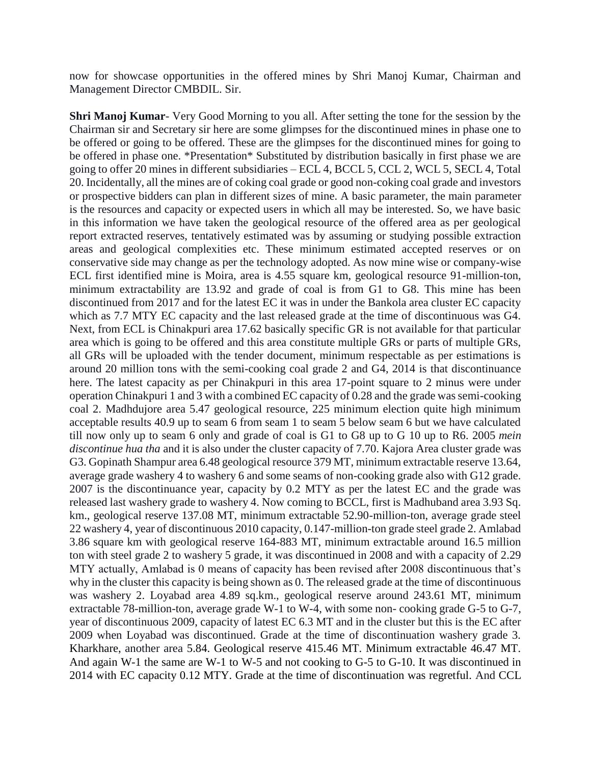now for showcase opportunities in the offered mines by Shri Manoj Kumar, Chairman and Management Director CMBDIL. Sir.

**Shri Manoj Kumar**- Very Good Morning to you all. After setting the tone for the session by the Chairman sir and Secretary sir here are some glimpses for the discontinued mines in phase one to be offered or going to be offered. These are the glimpses for the discontinued mines for going to be offered in phase one. *Presentation* Substituted by distribution basically in first phase we are going to offer 20 mines in different subsidiaries – ECL 4, BCCL 5, CCL 2, WCL 5, SECL 4, Total 20. Incidentally, all the mines are of coking coal grade or good non-coking coal grade and investors or prospective bidders can plan in different sizes of mine. A basic parameter, the main parameter is the resources and capacity or expected users in which all may be interested. So, we have basic in this information we have taken the geological resource of the offered area as per geological report extracted reserves, tentatively estimated was by assuming or studying possible extraction areas and geological complexities etc. These minimum estimated accepted reserves or on conservative side may change as per the technology adopted. As now mine wise or company-wise ECL first identified mine is Moira, area is 4.55 square km, geological resource 91-million-ton, minimum extractability are 13.92 and grade of coal is from G1 to G8. This mine has been discontinued from 2017 and for the latest EC it was in under the Bankola area cluster EC capacity which as 7.7 MTY EC capacity and the last released grade at the time of discontinuous was G4. Next, from ECL is Chinakpuri area 17.62 basically specific GR is not available for that particular area which is going to be offered and this area constitute multiple GRs or parts of multiple GRs, all GRs will be uploaded with the tender document, minimum respectable as per estimations is around 20 million tons with the semi-cooking coal grade 2 and G4, 2014 is that discontinuance here. The latest capacity as per Chinakpuri in this area 17-point square to 2 minus were under operation Chinakpuri 1 and 3 with a combined EC capacity of 0.28 and the grade was semi-cooking coal 2. Madhdujore area 5.47 geological resource, 225 minimum election quite high minimum acceptable results 40.9 up to seam 6 from seam 1 to seam 5 below seam 6 but we have calculated till now only up to seam 6 only and grade of coal is G1 to G8 up to G 10 up to R6. 2005 *mein discontinue hua tha* and it is also under the cluster capacity of 7.70. Kajora Area cluster grade was G3. Gopinath Shampur area 6.48 geological resource 379 MT, minimum extractable reserve 13.64, average grade washery 4 to washery 6 and some seams of non-cooking grade also with G12 grade. 2007 is the discontinuance year, capacity by 0.2 MTY as per the latest EC and the grade was released last washery grade to washery 4. Now coming to BCCL, first is Madhuband area 3.93 Sq. km., geological reserve 137.08 MT, minimum extractable 52.90-million-ton, average grade steel 22 washery 4, year of discontinuous 2010 capacity, 0.147-million-ton grade steel grade 2. Amlabad 3.86 square km with geological reserve 164-883 MT, minimum extractable around 16.5 million ton with steel grade 2 to washery 5 grade, it was discontinued in 2008 and with a capacity of 2.29 MTY actually, Amlabad is 0 means of capacity has been revised after 2008 discontinuous that's why in the cluster this capacity is being shown as 0. The released grade at the time of discontinuous was washery 2. Loyabad area 4.89 sq.km., geological reserve around 243.61 MT, minimum extractable 78-million-ton, average grade W-1 to W-4, with some non- cooking grade G-5 to G-7, year of discontinuous 2009, capacity of latest EC 6.3 MT and in the cluster but this is the EC after 2009 when Loyabad was discontinued. Grade at the time of discontinuation washery grade 3. Kharkhare, another area 5.84. Geological reserve 415.46 MT. Minimum extractable 46.47 MT. And again W-1 the same are W-1 to W-5 and not cooking to G-5 to G-10. It was discontinued in 2014 with EC capacity 0.12 MTY. Grade at the time of discontinuation was regretful. And CCL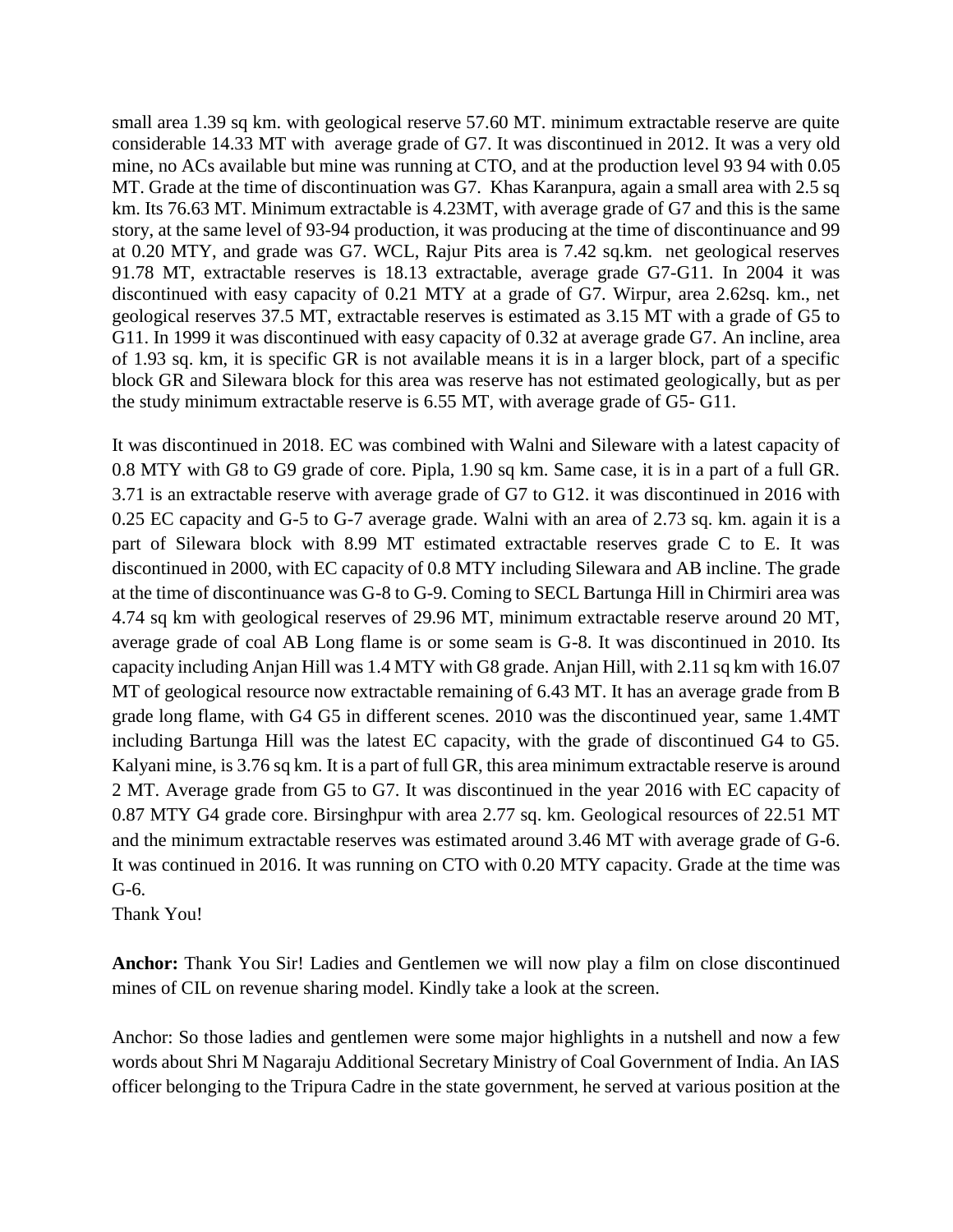small area 1.39 sq km. with geological reserve 57.60 MT. minimum extractable reserve are quite considerable 14.33 MT with average grade of G7. It was discontinued in 2012. It was a very old mine, no ACs available but mine was running at CTO, and at the production level 93 94 with 0.05 MT. Grade at the time of discontinuation was G7. Khas Karanpura, again a small area with 2.5 sq km. Its 76.63 MT. Minimum extractable is 4.23MT, with average grade of G7 and this is the same story, at the same level of 93-94 production, it was producing at the time of discontinuance and 99 at 0.20 MTY, and grade was G7. WCL, Rajur Pits area is 7.42 sq.km. net geological reserves 91.78 MT, extractable reserves is 18.13 extractable, average grade G7-G11. In 2004 it was discontinued with easy capacity of 0.21 MTY at a grade of G7. Wirpur, area 2.62sq. km., net geological reserves 37.5 MT, extractable reserves is estimated as 3.15 MT with a grade of G5 to G11. In 1999 it was discontinued with easy capacity of 0.32 at average grade G7. An incline, area of 1.93 sq. km, it is specific GR is not available means it is in a larger block, part of a specific block GR and Silewara block for this area was reserve has not estimated geologically, but as per the study minimum extractable reserve is 6.55 MT, with average grade of G5- G11.

It was discontinued in 2018. EC was combined with Walni and Sileware with a latest capacity of 0.8 MTY with G8 to G9 grade of core. Pipla, 1.90 sq km. Same case, it is in a part of a full GR. 3.71 is an extractable reserve with average grade of G7 to G12. it was discontinued in 2016 with 0.25 EC capacity and G-5 to G-7 average grade. Walni with an area of 2.73 sq. km. again it is a part of Silewara block with 8.99 MT estimated extractable reserves grade C to E. It was discontinued in 2000, with EC capacity of 0.8 MTY including Silewara and AB incline. The grade at the time of discontinuance was G-8 to G-9. Coming to SECL Bartunga Hill in Chirmiri area was 4.74 sq km with geological reserves of 29.96 MT, minimum extractable reserve around 20 MT, average grade of coal AB Long flame is or some seam is G-8. It was discontinued in 2010. Its capacity including Anjan Hill was 1.4 MTY with G8 grade. Anjan Hill, with 2.11 sq km with 16.07 MT of geological resource now extractable remaining of 6.43 MT. It has an average grade from B grade long flame, with G4 G5 in different scenes. 2010 was the discontinued year, same 1.4MT including Bartunga Hill was the latest EC capacity, with the grade of discontinued G4 to G5. Kalyani mine, is 3.76 sq km. It is a part of full GR, this area minimum extractable reserve is around 2 MT. Average grade from G5 to G7. It was discontinued in the year 2016 with EC capacity of 0.87 MTY G4 grade core. Birsinghpur with area 2.77 sq. km. Geological resources of 22.51 MT and the minimum extractable reserves was estimated around 3.46 MT with average grade of G-6. It was continued in 2016. It was running on CTO with 0.20 MTY capacity. Grade at the time was G-6.

Thank You!

**Anchor:** Thank You Sir! Ladies and Gentlemen we will now play a film on close discontinued mines of CIL on revenue sharing model. Kindly take a look at the screen.

Anchor: So those ladies and gentlemen were some major highlights in a nutshell and now a few words about Shri M Nagaraju Additional Secretary Ministry of Coal Government of India. An IAS officer belonging to the Tripura Cadre in the state government, he served at various position at the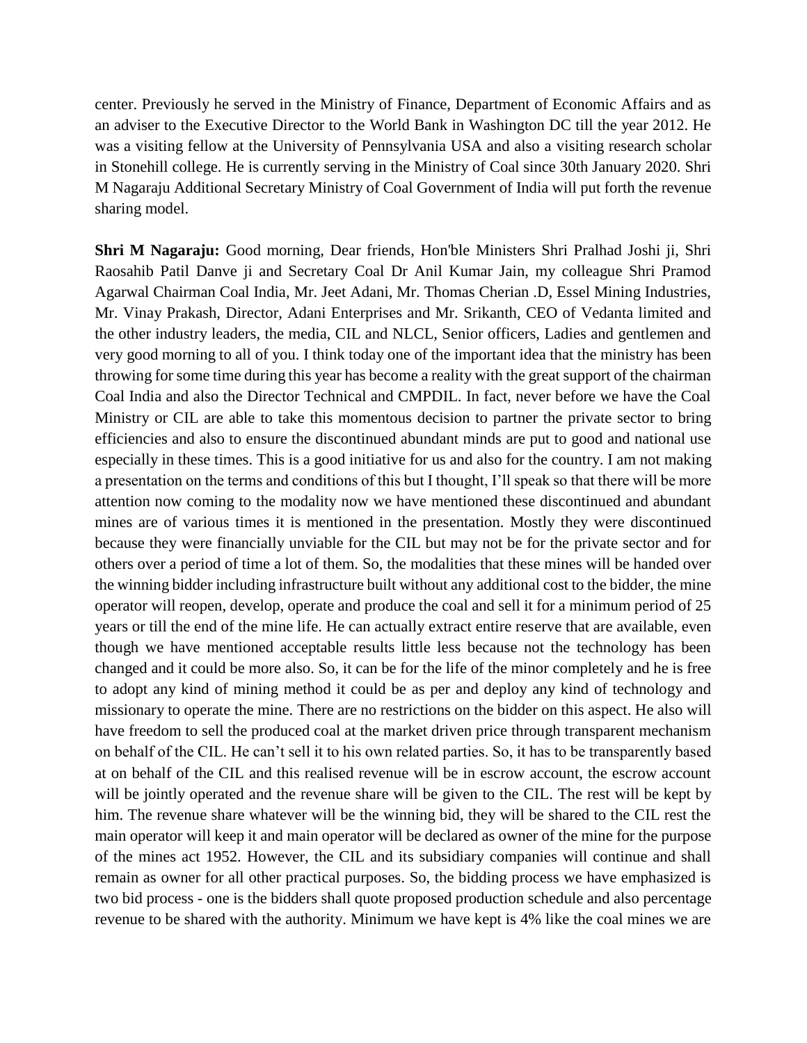center. Previously he served in the Ministry of Finance, Department of Economic Affairs and as an adviser to the Executive Director to the World Bank in Washington DC till the year 2012. He was a visiting fellow at the University of Pennsylvania USA and also a visiting research scholar in Stonehill college. He is currently serving in the Ministry of Coal since 30th January 2020. Shri M Nagaraju Additional Secretary Ministry of Coal Government of India will put forth the revenue sharing model.

**Shri M Nagaraju:** Good morning, Dear friends, Hon'ble Ministers Shri Pralhad Joshi ji, Shri Raosahib Patil Danve ji and Secretary Coal Dr Anil Kumar Jain, my colleague Shri Pramod Agarwal Chairman Coal India, Mr. Jeet Adani, Mr. Thomas Cherian .D, Essel Mining Industries, Mr. Vinay Prakash, Director, Adani Enterprises and Mr. Srikanth, CEO of Vedanta limited and the other industry leaders, the media, CIL and NLCL, Senior officers, Ladies and gentlemen and very good morning to all of you. I think today one of the important idea that the ministry has been throwing for some time during this year has become a reality with the great support of the chairman Coal India and also the Director Technical and CMPDIL. In fact, never before we have the Coal Ministry or CIL are able to take this momentous decision to partner the private sector to bring efficiencies and also to ensure the discontinued abundant minds are put to good and national use especially in these times. This is a good initiative for us and also for the country. I am not making a presentation on the terms and conditions of this but I thought, I'll speak so that there will be more attention now coming to the modality now we have mentioned these discontinued and abundant mines are of various times it is mentioned in the presentation. Mostly they were discontinued because they were financially unviable for the CIL but may not be for the private sector and for others over a period of time a lot of them. So, the modalities that these mines will be handed over the winning bidder including infrastructure built without any additional cost to the bidder, the mine operator will reopen, develop, operate and produce the coal and sell it for a minimum period of 25 years or till the end of the mine life. He can actually extract entire reserve that are available, even though we have mentioned acceptable results little less because not the technology has been changed and it could be more also. So, it can be for the life of the minor completely and he is free to adopt any kind of mining method it could be as per and deploy any kind of technology and missionary to operate the mine. There are no restrictions on the bidder on this aspect. He also will have freedom to sell the produced coal at the market driven price through transparent mechanism on behalf of the CIL. He can't sell it to his own related parties. So, it has to be transparently based at on behalf of the CIL and this realised revenue will be in escrow account, the escrow account will be jointly operated and the revenue share will be given to the CIL. The rest will be kept by him. The revenue share whatever will be the winning bid, they will be shared to the CIL rest the main operator will keep it and main operator will be declared as owner of the mine for the purpose of the mines act 1952. However, the CIL and its subsidiary companies will continue and shall remain as owner for all other practical purposes. So, the bidding process we have emphasized is two bid process - one is the bidders shall quote proposed production schedule and also percentage revenue to be shared with the authority. Minimum we have kept is 4% like the coal mines we are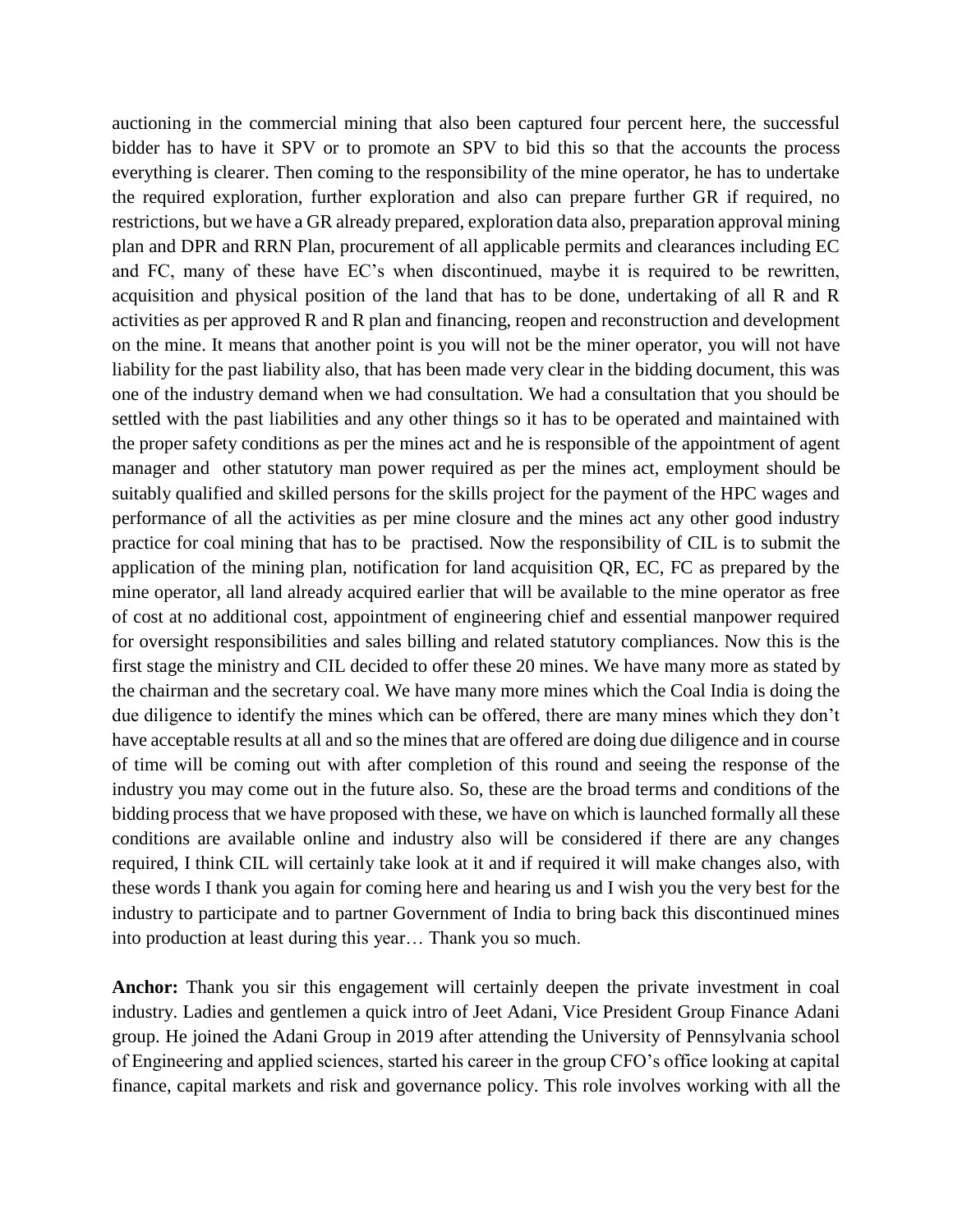auctioning in the commercial mining that also been captured four percent here, the successful bidder has to have it SPV or to promote an SPV to bid this so that the accounts the process everything is clearer. Then coming to the responsibility of the mine operator, he has to undertake the required exploration, further exploration and also can prepare further GR if required, no restrictions, but we have a GR already prepared, exploration data also, preparation approval mining plan and DPR and RRN Plan, procurement of all applicable permits and clearances including EC and FC, many of these have EC's when discontinued, maybe it is required to be rewritten, acquisition and physical position of the land that has to be done, undertaking of all R and R activities as per approved R and R plan and financing, reopen and reconstruction and development on the mine. It means that another point is you will not be the miner operator, you will not have liability for the past liability also, that has been made very clear in the bidding document, this was one of the industry demand when we had consultation. We had a consultation that you should be settled with the past liabilities and any other things so it has to be operated and maintained with the proper safety conditions as per the mines act and he is responsible of the appointment of agent manager and other statutory man power required as per the mines act, employment should be suitably qualified and skilled persons for the skills project for the payment of the HPC wages and performance of all the activities as per mine closure and the mines act any other good industry practice for coal mining that has to be practised. Now the responsibility of CIL is to submit the application of the mining plan, notification for land acquisition QR, EC, FC as prepared by the mine operator, all land already acquired earlier that will be available to the mine operator as free of cost at no additional cost, appointment of engineering chief and essential manpower required for oversight responsibilities and sales billing and related statutory compliances. Now this is the first stage the ministry and CIL decided to offer these 20 mines. We have many more as stated by the chairman and the secretary coal. We have many more mines which the Coal India is doing the due diligence to identify the mines which can be offered, there are many mines which they don't have acceptable results at all and so the mines that are offered are doing due diligence and in course of time will be coming out with after completion of this round and seeing the response of the industry you may come out in the future also. So, these are the broad terms and conditions of the bidding process that we have proposed with these, we have on which is launched formally all these conditions are available online and industry also will be considered if there are any changes required, I think CIL will certainly take look at it and if required it will make changes also, with these words I thank you again for coming here and hearing us and I wish you the very best for the industry to participate and to partner Government of India to bring back this discontinued mines into production at least during this year… Thank you so much.

**Anchor:** Thank you sir this engagement will certainly deepen the private investment in coal industry. Ladies and gentlemen a quick intro of Jeet Adani, Vice President Group Finance Adani group. He joined the Adani Group in 2019 after attending the University of Pennsylvania school of Engineering and applied sciences, started his career in the group CFO's office looking at capital finance, capital markets and risk and governance policy. This role involves working with all the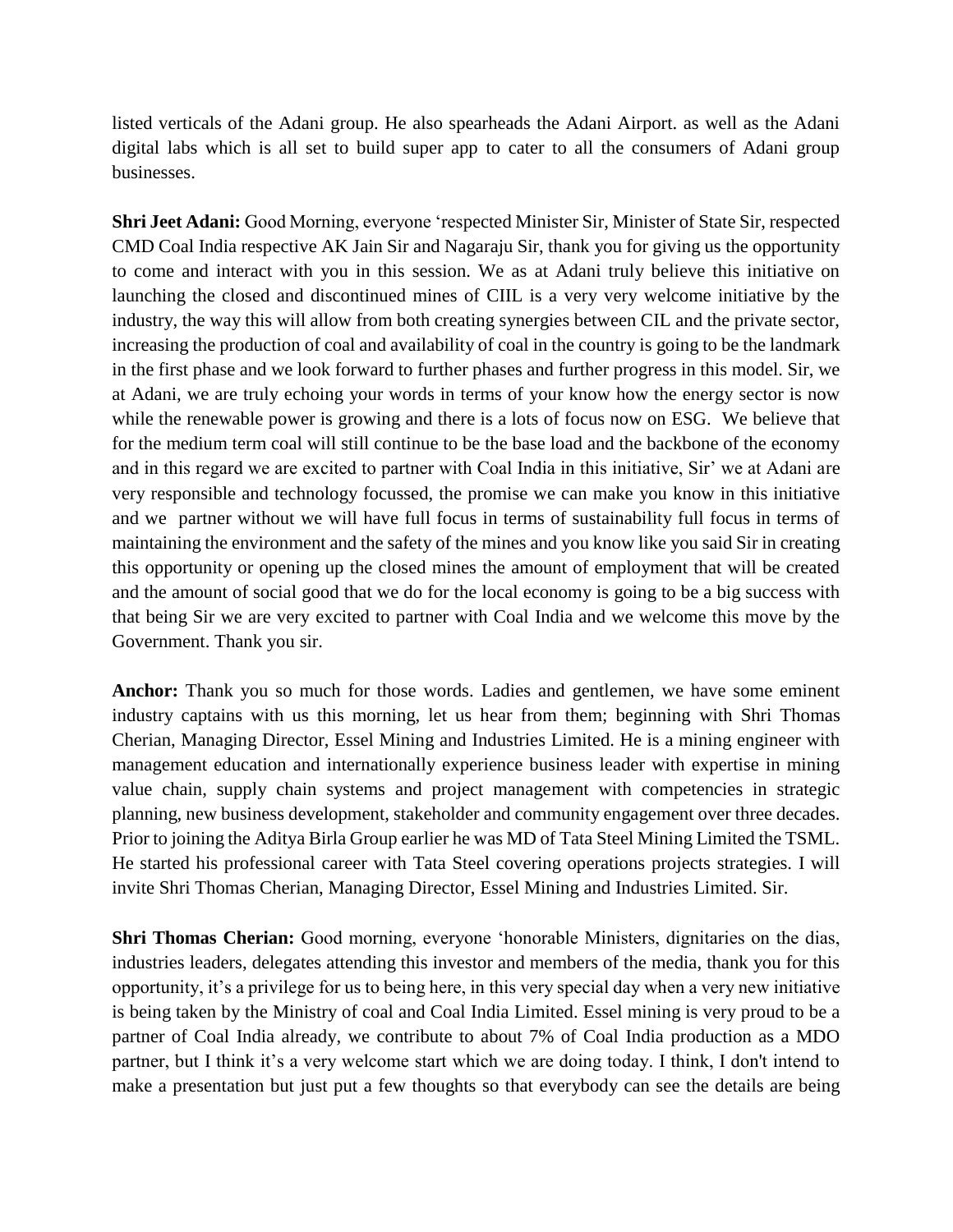listed verticals of the Adani group. He also spearheads the Adani Airport. as well as the Adani digital labs which is all set to build super app to cater to all the consumers of Adani group businesses.

**Shri Jeet Adani:** Good Morning, everyone 'respected Minister Sir, Minister of State Sir, respected CMD Coal India respective AK Jain Sir and Nagaraju Sir, thank you for giving us the opportunity to come and interact with you in this session. We as at Adani truly believe this initiative on launching the closed and discontinued mines of CIIL is a very very welcome initiative by the industry, the way this will allow from both creating synergies between CIL and the private sector, increasing the production of coal and availability of coal in the country is going to be the landmark in the first phase and we look forward to further phases and further progress in this model. Sir, we at Adani, we are truly echoing your words in terms of your know how the energy sector is now while the renewable power is growing and there is a lots of focus now on ESG. We believe that for the medium term coal will still continue to be the base load and the backbone of the economy and in this regard we are excited to partner with Coal India in this initiative, Sir' we at Adani are very responsible and technology focussed, the promise we can make you know in this initiative and we partner without we will have full focus in terms of sustainability full focus in terms of maintaining the environment and the safety of the mines and you know like you said Sir in creating this opportunity or opening up the closed mines the amount of employment that will be created and the amount of social good that we do for the local economy is going to be a big success with that being Sir we are very excited to partner with Coal India and we welcome this move by the Government. Thank you sir.

**Anchor:** Thank you so much for those words. Ladies and gentlemen, we have some eminent industry captains with us this morning, let us hear from them; beginning with Shri Thomas Cherian, Managing Director, Essel Mining and Industries Limited. He is a mining engineer with management education and internationally experience business leader with expertise in mining value chain, supply chain systems and project management with competencies in strategic planning, new business development, stakeholder and community engagement over three decades. Prior to joining the Aditya Birla Group earlier he was MD of Tata Steel Mining Limited the TSML. He started his professional career with Tata Steel covering operations projects strategies. I will invite Shri Thomas Cherian, Managing Director, Essel Mining and Industries Limited. Sir.

**Shri Thomas Cherian:** Good morning, everyone 'honorable Ministers, dignitaries on the dias, industries leaders, delegates attending this investor and members of the media, thank you for this opportunity, it's a privilege for us to being here, in this very special day when a very new initiative is being taken by the Ministry of coal and Coal India Limited. Essel mining is very proud to be a partner of Coal India already, we contribute to about 7% of Coal India production as a MDO partner, but I think it's a very welcome start which we are doing today. I think, I don't intend to make a presentation but just put a few thoughts so that everybody can see the details are being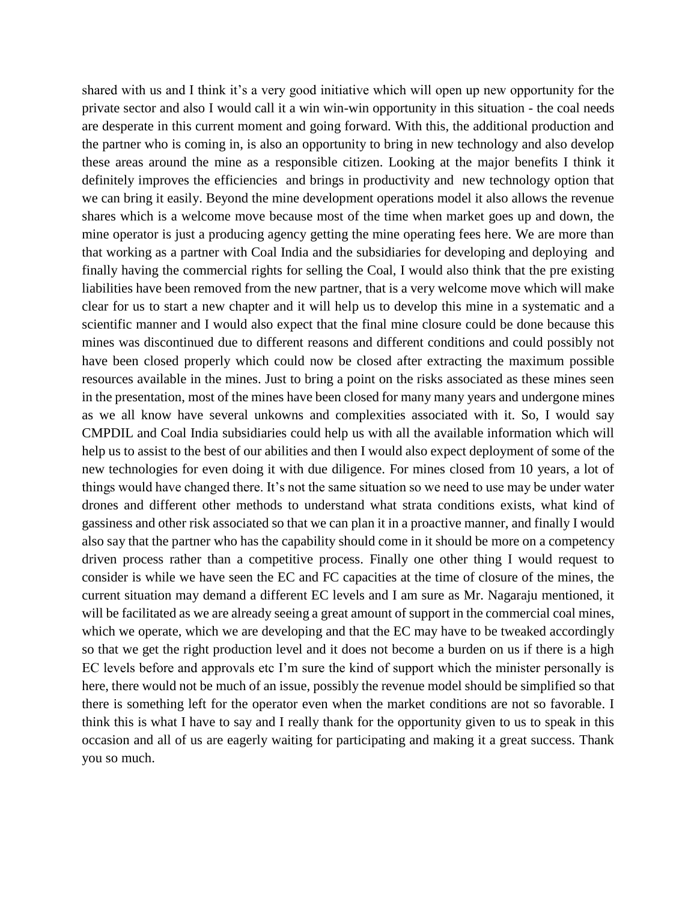shared with us and I think it's a very good initiative which will open up new opportunity for the private sector and also I would call it a win win-win opportunity in this situation - the coal needs are desperate in this current moment and going forward. With this, the additional production and the partner who is coming in, is also an opportunity to bring in new technology and also develop these areas around the mine as a responsible citizen. Looking at the major benefits I think it definitely improves the efficiencies and brings in productivity and new technology option that we can bring it easily. Beyond the mine development operations model it also allows the revenue shares which is a welcome move because most of the time when market goes up and down, the mine operator is just a producing agency getting the mine operating fees here. We are more than that working as a partner with Coal India and the subsidiaries for developing and deploying and finally having the commercial rights for selling the Coal, I would also think that the pre existing liabilities have been removed from the new partner, that is a very welcome move which will make clear for us to start a new chapter and it will help us to develop this mine in a systematic and a scientific manner and I would also expect that the final mine closure could be done because this mines was discontinued due to different reasons and different conditions and could possibly not have been closed properly which could now be closed after extracting the maximum possible resources available in the mines. Just to bring a point on the risks associated as these mines seen in the presentation, most of the mines have been closed for many many years and undergone mines as we all know have several unkowns and complexities associated with it. So, I would say CMPDIL and Coal India subsidiaries could help us with all the available information which will help us to assist to the best of our abilities and then I would also expect deployment of some of the new technologies for even doing it with due diligence. For mines closed from 10 years, a lot of things would have changed there. It's not the same situation so we need to use may be under water drones and different other methods to understand what strata conditions exists, what kind of gassiness and other risk associated so that we can plan it in a proactive manner, and finally I would also say that the partner who has the capability should come in it should be more on a competency driven process rather than a competitive process. Finally one other thing I would request to consider is while we have seen the EC and FC capacities at the time of closure of the mines, the current situation may demand a different EC levels and I am sure as Mr. Nagaraju mentioned, it will be facilitated as we are already seeing a great amount of support in the commercial coal mines, which we operate, which we are developing and that the EC may have to be tweaked accordingly so that we get the right production level and it does not become a burden on us if there is a high EC levels before and approvals etc I'm sure the kind of support which the minister personally is here, there would not be much of an issue, possibly the revenue model should be simplified so that there is something left for the operator even when the market conditions are not so favorable. I think this is what I have to say and I really thank for the opportunity given to us to speak in this occasion and all of us are eagerly waiting for participating and making it a great success. Thank you so much.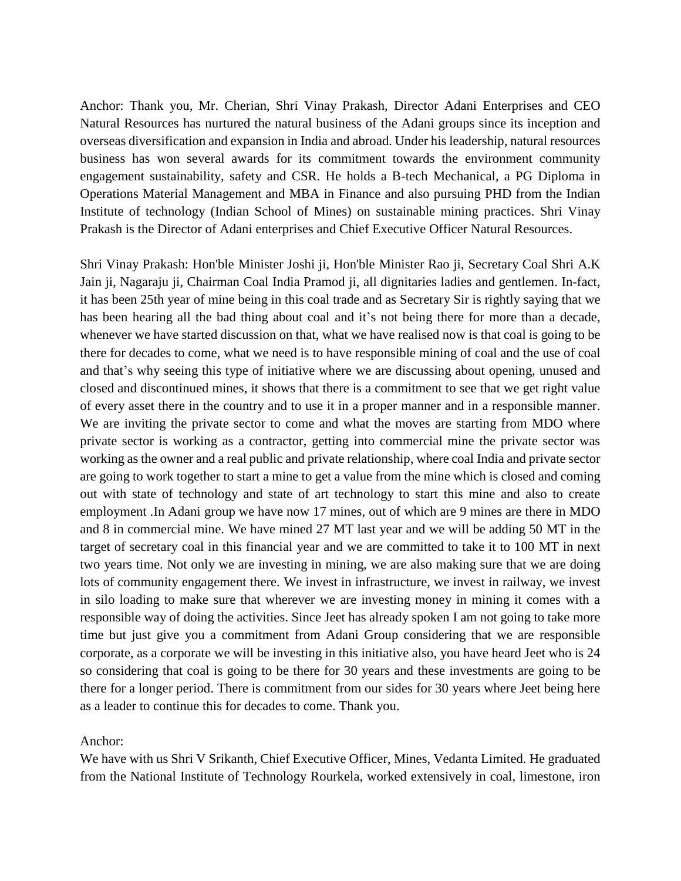Anchor: Thank you, Mr. Cherian, Shri Vinay Prakash, Director Adani Enterprises and CEO Natural Resources has nurtured the natural business of the Adani groups since its inception and overseas diversification and expansion in India and abroad. Under his leadership, natural resources business has won several awards for its commitment towards the environment community engagement sustainability, safety and CSR. He holds a B-tech Mechanical, a PG Diploma in Operations Material Management and MBA in Finance and also pursuing PHD from the Indian Institute of technology (Indian School of Mines) on sustainable mining practices. Shri Vinay Prakash is the Director of Adani enterprises and Chief Executive Officer Natural Resources.

Shri Vinay Prakash: Hon'ble Minister Joshi ji, Hon'ble Minister Rao ji, Secretary Coal Shri A.K Jain ji, Nagaraju ji, Chairman Coal India Pramod ji, all dignitaries ladies and gentlemen. In-fact, it has been 25th year of mine being in this coal trade and as Secretary Sir is rightly saying that we has been hearing all the bad thing about coal and it's not being there for more than a decade, whenever we have started discussion on that, what we have realised now is that coal is going to be there for decades to come, what we need is to have responsible mining of coal and the use of coal and that's why seeing this type of initiative where we are discussing about opening, unused and closed and discontinued mines, it shows that there is a commitment to see that we get right value of every asset there in the country and to use it in a proper manner and in a responsible manner. We are inviting the private sector to come and what the moves are starting from MDO where private sector is working as a contractor, getting into commercial mine the private sector was working as the owner and a real public and private relationship, where coal India and private sector are going to work together to start a mine to get a value from the mine which is closed and coming out with state of technology and state of art technology to start this mine and also to create employment .In Adani group we have now 17 mines, out of which are 9 mines are there in MDO and 8 in commercial mine. We have mined 27 MT last year and we will be adding 50 MT in the target of secretary coal in this financial year and we are committed to take it to 100 MT in next two years time. Not only we are investing in mining, we are also making sure that we are doing lots of community engagement there. We invest in infrastructure, we invest in railway, we invest in silo loading to make sure that wherever we are investing money in mining it comes with a responsible way of doing the activities. Since Jeet has already spoken I am not going to take more time but just give you a commitment from Adani Group considering that we are responsible corporate, as a corporate we will be investing in this initiative also, you have heard Jeet who is 24 so considering that coal is going to be there for 30 years and these investments are going to be there for a longer period. There is commitment from our sides for 30 years where Jeet being here as a leader to continue this for decades to come. Thank you.

Anchor:

We have with us Shri V Srikanth, Chief Executive Officer, Mines, Vedanta Limited. He graduated from the National Institute of Technology Rourkela, worked extensively in coal, limestone, iron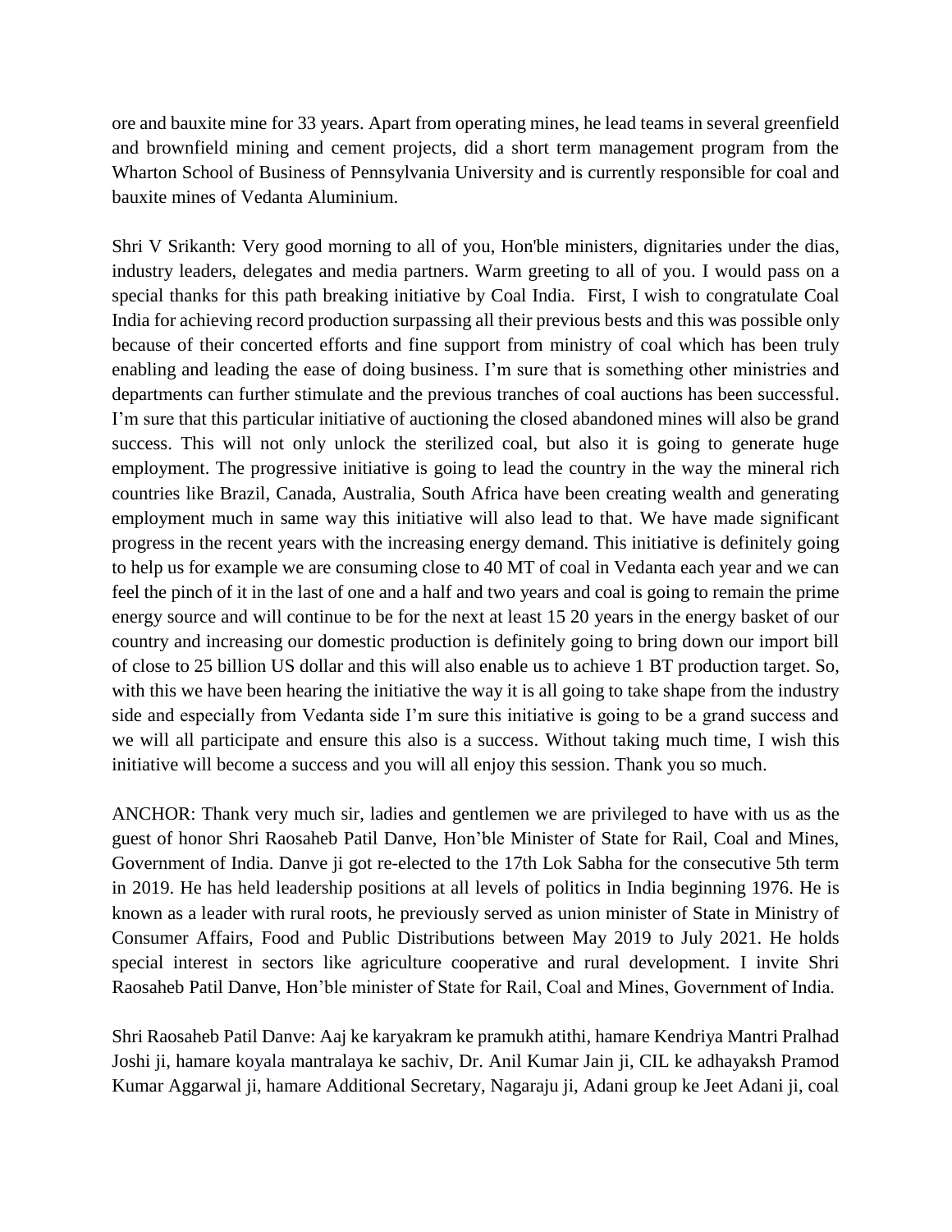ore and bauxite mine for 33 years. Apart from operating mines, he lead teams in several greenfield and brownfield mining and cement projects, did a short term management program from the Wharton School of Business of Pennsylvania University and is currently responsible for coal and bauxite mines of Vedanta Aluminium.

Shri V Srikanth: Very good morning to all of you, Hon'ble ministers, dignitaries under the dias, industry leaders, delegates and media partners. Warm greeting to all of you. I would pass on a special thanks for this path breaking initiative by Coal India. First, I wish to congratulate Coal India for achieving record production surpassing all their previous bests and this was possible only because of their concerted efforts and fine support from ministry of coal which has been truly enabling and leading the ease of doing business. I'm sure that is something other ministries and departments can further stimulate and the previous tranches of coal auctions has been successful. I'm sure that this particular initiative of auctioning the closed abandoned mines will also be grand success. This will not only unlock the sterilized coal, but also it is going to generate huge employment. The progressive initiative is going to lead the country in the way the mineral rich countries like Brazil, Canada, Australia, South Africa have been creating wealth and generating employment much in same way this initiative will also lead to that. We have made significant progress in the recent years with the increasing energy demand. This initiative is definitely going to help us for example we are consuming close to 40 MT of coal in Vedanta each year and we can feel the pinch of it in the last of one and a half and two years and coal is going to remain the prime energy source and will continue to be for the next at least 15 20 years in the energy basket of our country and increasing our domestic production is definitely going to bring down our import bill of close to 25 billion US dollar and this will also enable us to achieve 1 BT production target. So, with this we have been hearing the initiative the way it is all going to take shape from the industry side and especially from Vedanta side I'm sure this initiative is going to be a grand success and we will all participate and ensure this also is a success. Without taking much time, I wish this initiative will become a success and you will all enjoy this session. Thank you so much.

ANCHOR: Thank very much sir, ladies and gentlemen we are privileged to have with us as the guest of honor Shri Raosaheb Patil Danve, Hon'ble Minister of State for Rail, Coal and Mines, Government of India. Danve ji got re-elected to the 17th Lok Sabha for the consecutive 5th term in 2019. He has held leadership positions at all levels of politics in India beginning 1976. He is known as a leader with rural roots, he previously served as union minister of State in Ministry of Consumer Affairs, Food and Public Distributions between May 2019 to July 2021. He holds special interest in sectors like agriculture cooperative and rural development. I invite Shri Raosaheb Patil Danve, Hon'ble minister of State for Rail, Coal and Mines, Government of India.

Shri Raosaheb Patil Danve: Aaj ke karyakram ke pramukh atithi, hamare Kendriya Mantri Pralhad Joshi ji, hamare koyala mantralaya ke sachiv, Dr. Anil Kumar Jain ji, CIL ke adhayaksh Pramod Kumar Aggarwal ji, hamare Additional Secretary, Nagaraju ji, Adani group ke Jeet Adani ji, coal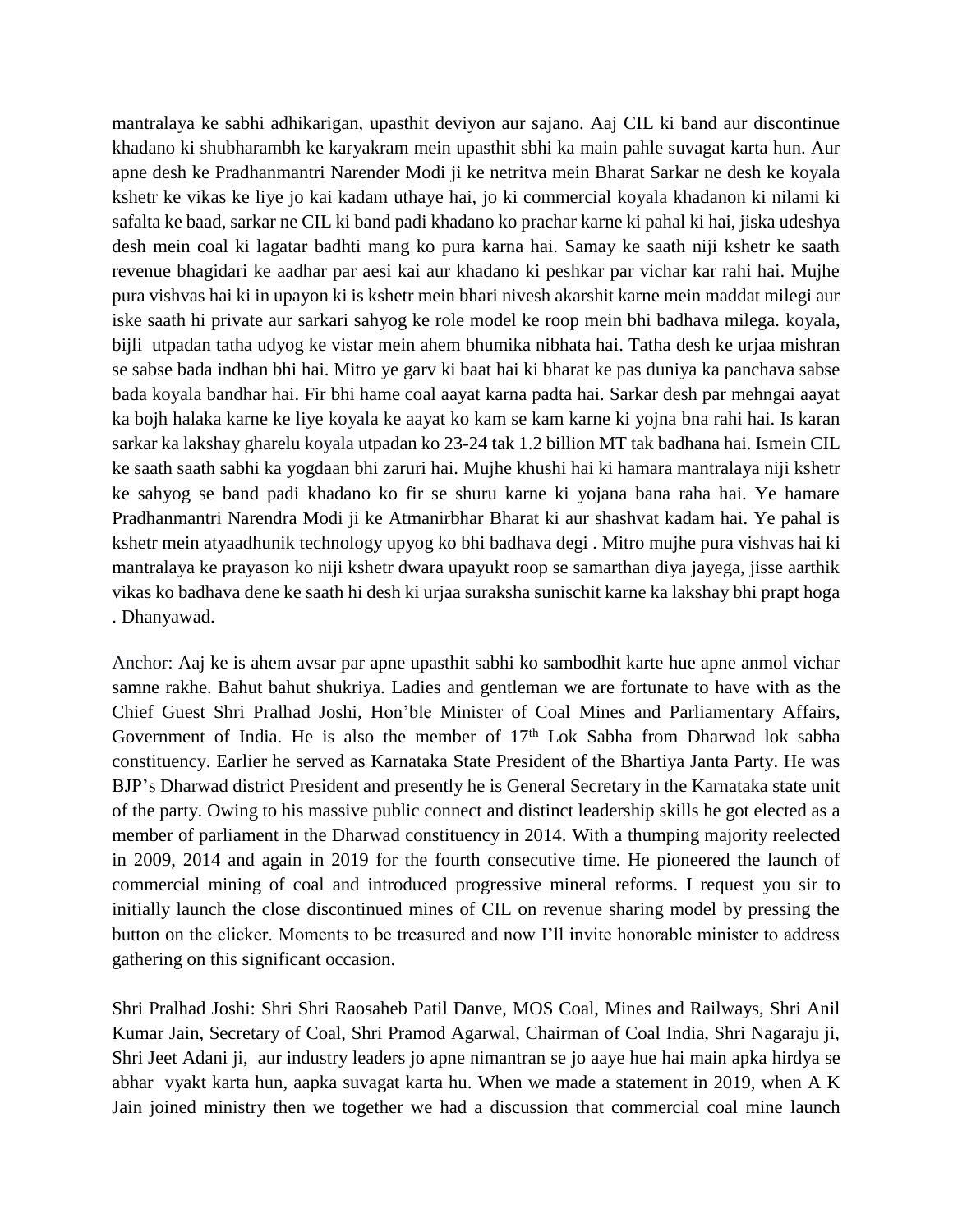mantralaya ke sabhi adhikarigan, upasthit deviyon aur sajano. Aaj CIL ki band aur discontinue khadano ki shubharambh ke karyakram mein upasthit sbhi ka main pahle suvagat karta hun. Aur apne desh ke Pradhanmantri Narender Modi ji ke netritva mein Bharat Sarkar ne desh ke koyala kshetr ke vikas ke liye jo kai kadam uthaye hai, jo ki commercial koyala khadanon ki nilami ki safalta ke baad, sarkar ne CIL ki band padi khadano ko prachar karne ki pahal ki hai, jiska udeshya desh mein coal ki lagatar badhti mang ko pura karna hai. Samay ke saath niji kshetr ke saath revenue bhagidari ke aadhar par aesi kai aur khadano ki peshkar par vichar kar rahi hai. Mujhe pura vishvas hai ki in upayon ki is kshetr mein bhari nivesh akarshit karne mein maddat milegi aur iske saath hi private aur sarkari sahyog ke role model ke roop mein bhi badhava milega. koyala, bijli utpadan tatha udyog ke vistar mein ahem bhumika nibhata hai. Tatha desh ke urjaa mishran se sabse bada indhan bhi hai. Mitro ye garv ki baat hai ki bharat ke pas duniya ka panchava sabse bada koyala bandhar hai. Fir bhi hame coal aayat karna padta hai. Sarkar desh par mehngai aayat ka bojh halaka karne ke liye koyala ke aayat ko kam se kam karne ki yojna bna rahi hai. Is karan sarkar ka lakshay gharelu koyala utpadan ko 23-24 tak 1.2 billion MT tak badhana hai. Ismein CIL ke saath saath sabhi ka yogdaan bhi zaruri hai. Mujhe khushi hai ki hamara mantralaya niji kshetr ke sahyog se band padi khadano ko fir se shuru karne ki yojana bana raha hai. Ye hamare Pradhanmantri Narendra Modi ji ke Atmanirbhar Bharat ki aur shashvat kadam hai. Ye pahal is kshetr mein atyaadhunik technology upyog ko bhi badhava degi . Mitro mujhe pura vishvas hai ki mantralaya ke prayason ko niji kshetr dwara upayukt roop se samarthan diya jayega, jisse aarthik vikas ko badhava dene ke saath hi desh ki urjaa suraksha sunischit karne ka lakshay bhi prapt hoga . Dhanyawad.

Anchor: Aaj ke is ahem avsar par apne upasthit sabhi ko sambodhit karte hue apne anmol vichar samne rakhe. Bahut bahut shukriya. Ladies and gentleman we are fortunate to have with as the Chief Guest Shri Pralhad Joshi, Hon'ble Minister of Coal Mines and Parliamentary Affairs, Government of India. He is also the member of 17th Lok Sabha from Dharwad lok sabha constituency. Earlier he served as Karnataka State President of the Bhartiya Janta Party. He was BJP's Dharwad district President and presently he is General Secretary in the Karnataka state unit of the party. Owing to his massive public connect and distinct leadership skills he got elected as a member of parliament in the Dharwad constituency in 2014. With a thumping majority reelected in 2009, 2014 and again in 2019 for the fourth consecutive time. He pioneered the launch of commercial mining of coal and introduced progressive mineral reforms. I request you sir to initially launch the close discontinued mines of CIL on revenue sharing model by pressing the button on the clicker. Moments to be treasured and now I'll invite honorable minister to address gathering on this significant occasion.

Shri Pralhad Joshi: Shri Shri Raosaheb Patil Danve, MOS Coal, Mines and Railways, Shri Anil Kumar Jain, Secretary of Coal, Shri Pramod Agarwal, Chairman of Coal India, Shri Nagaraju ji, Shri Jeet Adani ji, aur industry leaders jo apne nimantran se jo aaye hue hai main apka hirdya se abhar vyakt karta hun, aapka suvagat karta hu. When we made a statement in 2019, when A K Jain joined ministry then we together we had a discussion that commercial coal mine launch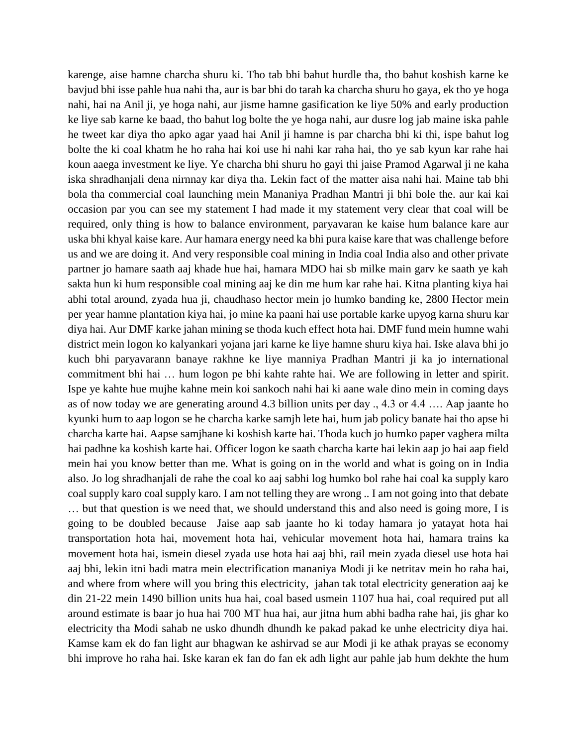karenge, aise hamne charcha shuru ki. Tho tab bhi bahut hurdle tha, tho bahut koshish karne ke bavjud bhi isse pahle hua nahi tha, aur is bar bhi do tarah ka charcha shuru ho gaya, ek tho ye hoga nahi, hai na Anil ji, ye hoga nahi, aur jisme hamne gasification ke liye 50% and early production ke liye sab karne ke baad, tho bahut log bolte the ye hoga nahi, aur dusre log jab maine iska pahle he tweet kar diya tho apko agar yaad hai Anil ji hamne is par charcha bhi ki thi, ispe bahut log bolte the ki coal khatm he ho raha hai koi use hi nahi kar raha hai, tho ye sab kyun kar rahe hai koun aaega investment ke liye. Ye charcha bhi shuru ho gayi thi jaise Pramod Agarwal ji ne kaha iska shradhanjali dena nirnnay kar diya tha. Lekin fact of the matter aisa nahi hai. Maine tab bhi bola tha commercial coal launching mein Mananiya Pradhan Mantri ji bhi bole the. aur kai kai occasion par you can see my statement I had made it my statement very clear that coal will be required, only thing is how to balance environment, paryavaran ke kaise hum balance kare aur uska bhi khyal kaise kare. Aur hamara energy need ka bhi pura kaise kare that was challenge before us and we are doing it. And very responsible coal mining in India coal India also and other private partner jo hamare saath aaj khade hue hai, hamara MDO hai sb milke main garv ke saath ye kah sakta hun ki hum responsible coal mining aaj ke din me hum kar rahe hai. Kitna planting kiya hai abhi total around, zyada hua ji, chaudhaso hector mein jo humko banding ke, 2800 Hector mein per year hamne plantation kiya hai, jo mine ka paani hai use portable karke upyog karna shuru kar diya hai. Aur DMF karke jahan mining se thoda kuch effect hota hai. DMF fund mein humne wahi district mein logon ko kalyankari yojana jari karne ke liye hamne shuru kiya hai. Iske alava bhi jo kuch bhi paryavarann banaye rakhne ke liye manniya Pradhan Mantri ji ka jo international commitment bhi hai … hum logon pe bhi kahte rahte hai. We are following in letter and spirit. Ispe ye kahte hue mujhe kahne mein koi sankoch nahi hai ki aane wale dino mein in coming days as of now today we are generating around 4.3 billion units per day ., 4.3 or 4.4 …. Aap jaante ho kyunki hum to aap logon se he charcha karke samjh lete hai, hum jab policy banate hai tho apse hi charcha karte hai. Aapse samjhane ki koshish karte hai. Thoda kuch jo humko paper vaghera milta hai padhne ka koshish karte hai. Officer logon ke saath charcha karte hai lekin aap jo hai aap field mein hai you know better than me. What is going on in the world and what is going on in India also. Jo log shradhanjali de rahe the coal ko aaj sabhi log humko bol rahe hai coal ka supply karo coal supply karo coal supply karo. I am not telling they are wrong .. I am not going into that debate … but that question is we need that, we should understand this and also need is going more, I is going to be doubled because Jaise aap sab jaante ho ki today hamara jo yatayat hota hai transportation hota hai, movement hota hai, vehicular movement hota hai, hamara trains ka movement hota hai, ismein diesel zyada use hota hai aaj bhi, rail mein zyada diesel use hota hai aaj bhi, lekin itni badi matra mein electrification mananiya Modi ji ke netritav mein ho raha hai, and where from where will you bring this electricity, jahan tak total electricity generation aaj ke din 21-22 mein 1490 billion units hua hai, coal based usmein 1107 hua hai, coal required put all around estimate is baar jo hua hai 700 MT hua hai, aur jitna hum abhi badha rahe hai, jis ghar ko electricity tha Modi sahab ne usko dhundh dhundh ke pakad pakad ke unhe electricity diya hai. Kamse kam ek do fan light aur bhagwan ke ashirvad se aur Modi ji ke athak prayas se economy bhi improve ho raha hai. Iske karan ek fan do fan ek adh light aur pahle jab hum dekhte the hum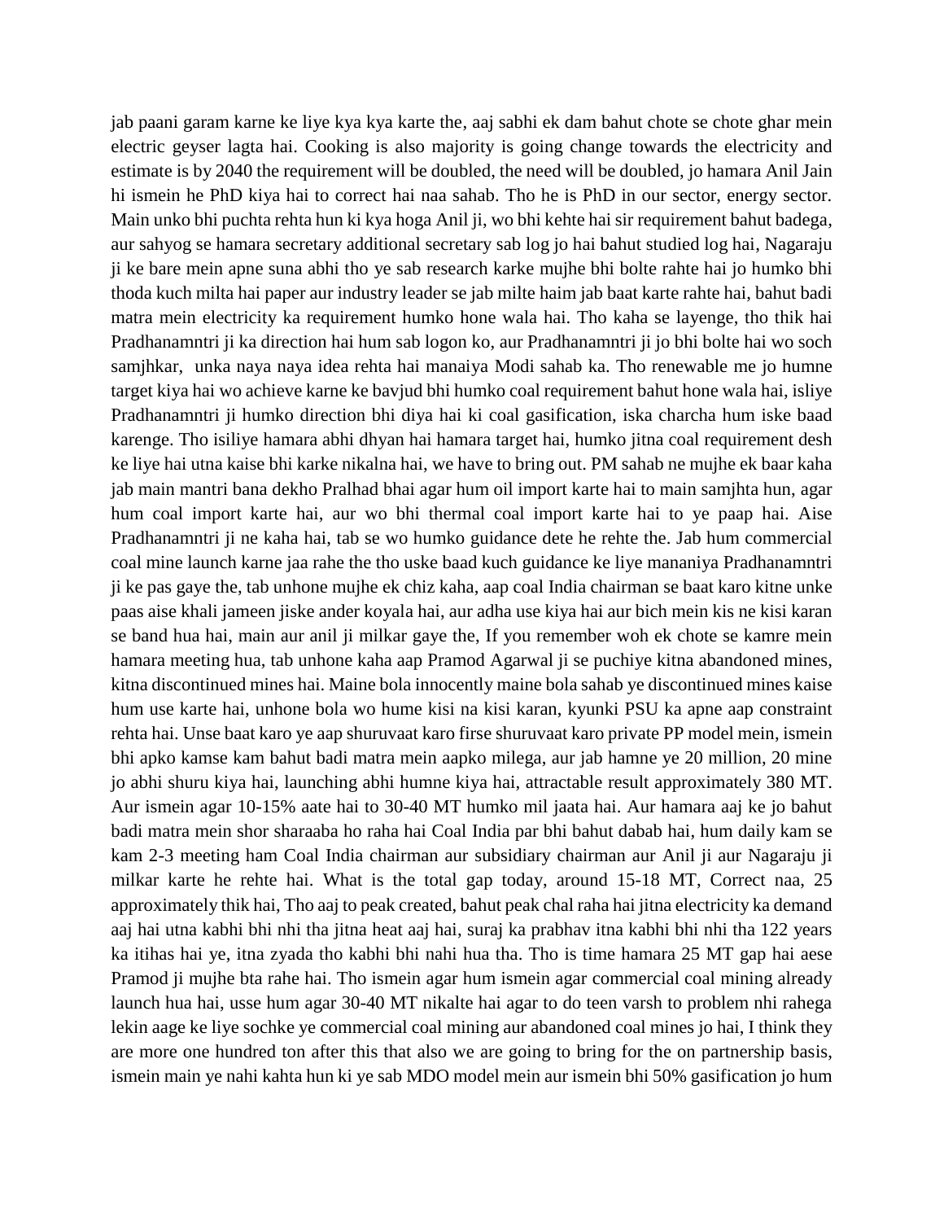jab paani garam karne ke liye kya kya karte the, aaj sabhi ek dam bahut chote se chote ghar mein electric geyser lagta hai. Cooking is also majority is going change towards the electricity and estimate is by 2040 the requirement will be doubled, the need will be doubled, jo hamara Anil Jain hi ismein he PhD kiya hai to correct hai naa sahab. Tho he is PhD in our sector, energy sector. Main unko bhi puchta rehta hun ki kya hoga Anil ji, wo bhi kehte hai sir requirement bahut badega, aur sahyog se hamara secretary additional secretary sab log jo hai bahut studied log hai, Nagaraju ji ke bare mein apne suna abhi tho ye sab research karke mujhe bhi bolte rahte hai jo humko bhi thoda kuch milta hai paper aur industry leader se jab milte haim jab baat karte rahte hai, bahut badi matra mein electricity ka requirement humko hone wala hai. Tho kaha se layenge, tho thik hai Pradhanamntri ji ka direction hai hum sab logon ko, aur Pradhanamntri ji jo bhi bolte hai wo soch samjhkar, unka naya naya idea rehta hai manaiya Modi sahab ka. Tho renewable me jo humne target kiya hai wo achieve karne ke bavjud bhi humko coal requirement bahut hone wala hai, isliye Pradhanamntri ji humko direction bhi diya hai ki coal gasification, iska charcha hum iske baad karenge. Tho isiliye hamara abhi dhyan hai hamara target hai, humko jitna coal requirement desh ke liye hai utna kaise bhi karke nikalna hai, we have to bring out. PM sahab ne mujhe ek baar kaha jab main mantri bana dekho Pralhad bhai agar hum oil import karte hai to main samjhta hun, agar hum coal import karte hai, aur wo bhi thermal coal import karte hai to ye paap hai. Aise Pradhanamntri ji ne kaha hai, tab se wo humko guidance dete he rehte the. Jab hum commercial coal mine launch karne jaa rahe the tho uske baad kuch guidance ke liye mananiya Pradhanamntri ji ke pas gaye the, tab unhone mujhe ek chiz kaha, aap coal India chairman se baat karo kitne unke paas aise khali jameen jiske ander koyala hai, aur adha use kiya hai aur bich mein kis ne kisi karan se band hua hai, main aur anil ji milkar gaye the, If you remember woh ek chote se kamre mein hamara meeting hua, tab unhone kaha aap Pramod Agarwal ji se puchiye kitna abandoned mines, kitna discontinued mines hai. Maine bola innocently maine bola sahab ye discontinued mines kaise hum use karte hai, unhone bola wo hume kisi na kisi karan, kyunki PSU ka apne aap constraint rehta hai. Unse baat karo ye aap shuruvaat karo firse shuruvaat karo private PP model mein, ismein bhi apko kamse kam bahut badi matra mein aapko milega, aur jab hamne ye 20 million, 20 mine jo abhi shuru kiya hai, launching abhi humne kiya hai, attractable result approximately 380 MT. Aur ismein agar 10-15% aate hai to 30-40 MT humko mil jaata hai. Aur hamara aaj ke jo bahut badi matra mein shor sharaaba ho raha hai Coal India par bhi bahut dabab hai, hum daily kam se kam 2-3 meeting ham Coal India chairman aur subsidiary chairman aur Anil ji aur Nagaraju ji milkar karte he rehte hai. What is the total gap today, around 15-18 MT, Correct naa, 25 approximately thik hai, Tho aaj to peak created, bahut peak chal raha hai jitna electricity ka demand aaj hai utna kabhi bhi nhi tha jitna heat aaj hai, suraj ka prabhav itna kabhi bhi nhi tha 122 years ka itihas hai ye, itna zyada tho kabhi bhi nahi hua tha. Tho is time hamara 25 MT gap hai aese Pramod ji mujhe bta rahe hai. Tho ismein agar hum ismein agar commercial coal mining already launch hua hai, usse hum agar 30-40 MT nikalte hai agar to do teen varsh to problem nhi rahega lekin aage ke liye sochke ye commercial coal mining aur abandoned coal mines jo hai, I think they are more one hundred ton after this that also we are going to bring for the on partnership basis, ismein main ye nahi kahta hun ki ye sab MDO model mein aur ismein bhi 50% gasification jo hum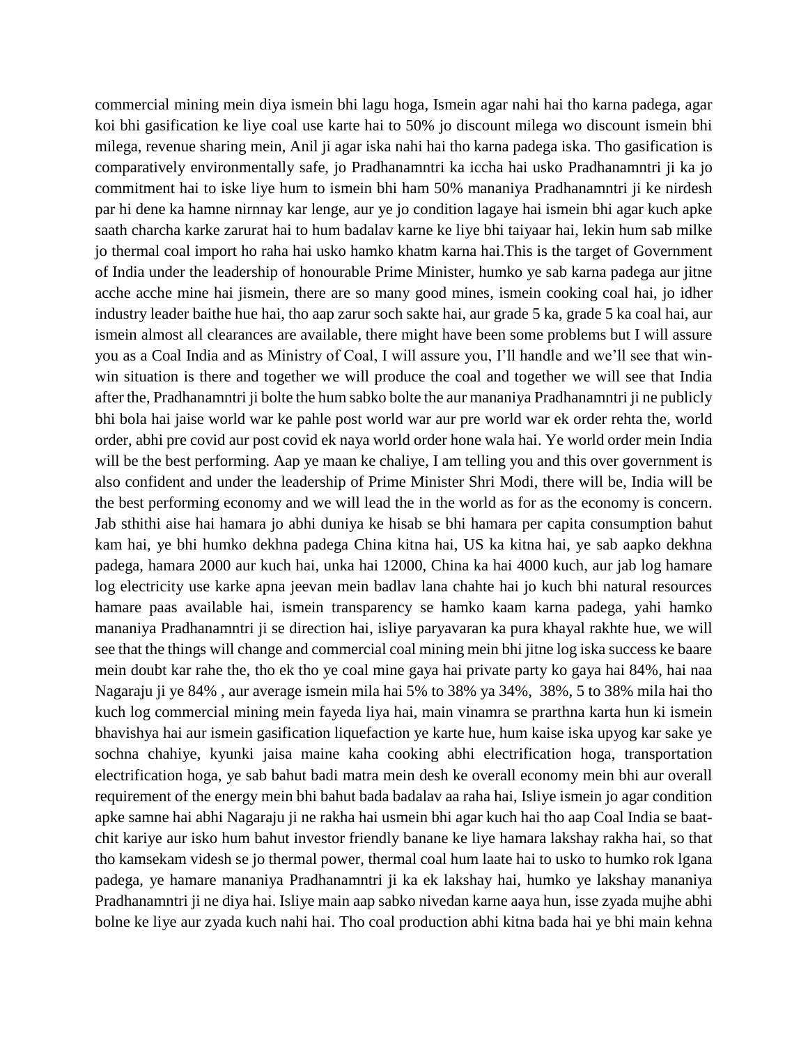commercial mining mein diya ismein bhi lagu hoga, Ismein agar nahi hai tho karna padega, agar koi bhi gasification ke liye coal use karte hai to 50% jo discount milega wo discount ismein bhi milega, revenue sharing mein, Anil ji agar iska nahi hai tho karna padega iska. Tho gasification is comparatively environmentally safe, jo Pradhanamntri ka iccha hai usko Pradhanamntri ji ka jo commitment hai to iske liye hum to ismein bhi ham 50% mananiya Pradhanamntri ji ke nirdesh par hi dene ka hamne nirnnay kar lenge, aur ye jo condition lagaye hai ismein bhi agar kuch apke saath charcha karke zarurat hai to hum badalav karne ke liye bhi taiyaar hai, lekin hum sab milke jo thermal coal import ho raha hai usko hamko khatm karna hai.This is the target of Government of India under the leadership of honourable Prime Minister, humko ye sab karna padega aur jitne acche acche mine hai jismein, there are so many good mines, ismein cooking coal hai, jo idher industry leader baithe hue hai, tho aap zarur soch sakte hai, aur grade 5 ka, grade 5 ka coal hai, aur ismein almost all clearances are available, there might have been some problems but I will assure you as a Coal India and as Ministry of Coal, I will assure you, I'll handle and we'll see that win-win situation is there and together we will produce the coal and together we will see that India after the, Pradhanamntri ji bolte the hum sabko bolte the aur mananiya Pradhanamntri ji ne publicly bhi bola hai jaise world war ke pahle post world war aur pre world war ek order rehta the, world order, abhi pre covid aur post covid ek naya world order hone wala hai. Ye world order mein India will be the best performing. Aap ye maan ke chaliye, I am telling you and this over government is also confident and under the leadership of Prime Minister Shri Modi, there will be, India will be the best performing economy and we will lead the in the world as for as the economy is concern. Jab sthithi aise hai hamara jo abhi duniya ke hisab se bhi hamara per capita consumption bahut kam hai, ye bhi humko dekhna padega China kitna hai, US ka kitna hai, ye sab aapko dekhna padega, hamara 2000 aur kuch hai, unka hai 12000, China ka hai 4000 kuch, aur jab log hamare log electricity use karke apna jeevan mein badlav lana chahte hai jo kuch bhi natural resources hamare paas available hai, ismein transparency se hamko kaam karna padega, yahi hamko mananiya Pradhanamntri ji se direction hai, isliye paryavaran ka pura khayal rakhte hue, we will see that the things will change and commercial coal mining mein bhi jitne log iska success ke baare mein doubt kar rahe the, tho ek tho ye coal mine gaya hai private party ko gaya hai 84%, hai naa Nagaraju ji ye 84% , aur average ismein mila hai 5% to 38% ya 34%, 38%, 5 to 38% mila hai tho kuch log commercial mining mein fayeda liya hai, main vinamra se prarthna karta hun ki ismein bhavishya hai aur ismein gasification liquefaction ye karte hue, hum kaise iska upyog kar sake ye sochna chahiye, kyunki jaisa maine kaha cooking abhi electrification hoga, transportation electrification hoga, ye sab bahut badi matra mein desh ke overall economy mein bhi aur overall requirement of the energy mein bhi bahut bada badalav aa raha hai, Isliye ismein jo agar condition apke samne hai abhi Nagaraju ji ne rakha hai usmein bhi agar kuch hai tho aap Coal India se baat-chit kariye aur isko hum bahut investor friendly banane ke liye hamara lakshay rakha hai, so that tho kamsekam videsh se jo thermal power, thermal coal hum laate hai to usko to humko rok lgana padega, ye hamare mananiya Pradhanamntri ji ka ek lakshay hai, humko ye lakshay mananiya Pradhanamntri ji ne diya hai. Isliye main aap sabko nivedan karne aaya hun, isse zyada mujhe abhi bolne ke liye aur zyada kuch nahi hai. Tho coal production abhi kitna bada hai ye bhi main kehna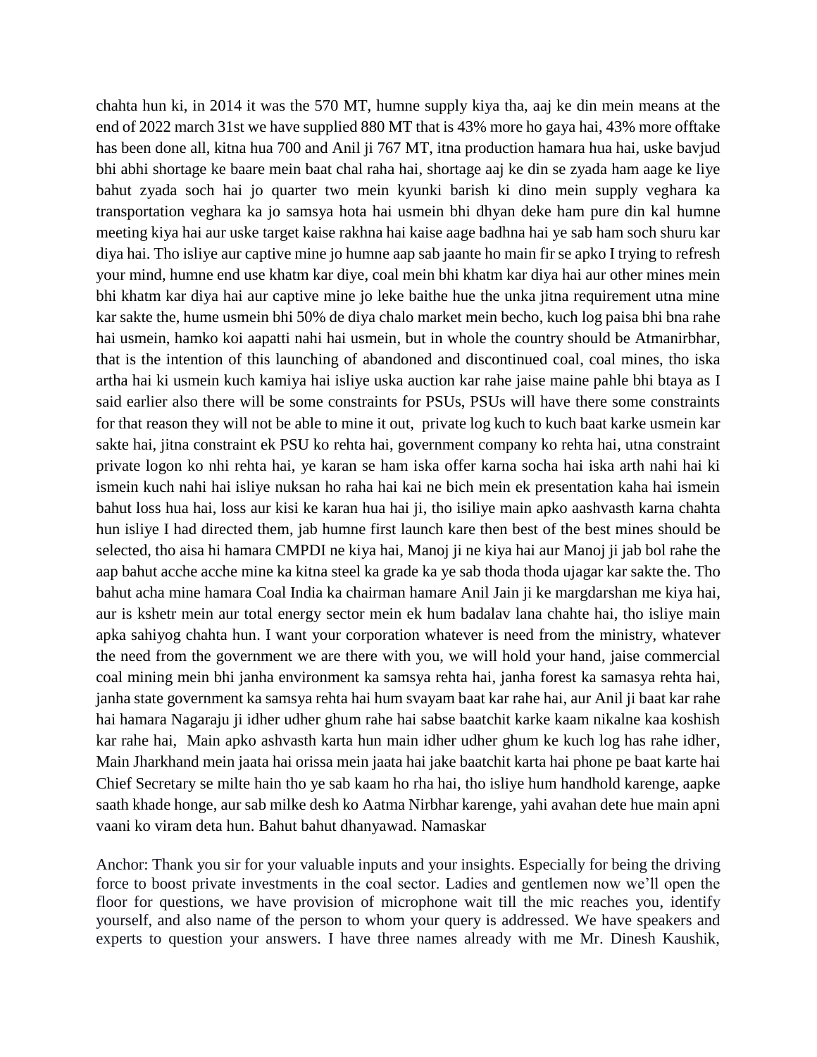chahta hun ki, in 2014 it was the 570 MT, humne supply kiya tha, aaj ke din mein means at the end of 2022 march 31st we have supplied 880 MT that is 43% more ho gaya hai, 43% more offtake has been done all, kitna hua 700 and Anil ji 767 MT, itna production hamara hua hai, uske bavjud bhi abhi shortage ke baare mein baat chal raha hai, shortage aaj ke din se zyada ham aage ke liye bahut zyada soch hai jo quarter two mein kyunki barish ki dino mein supply veghara ka transportation veghara ka jo samsya hota hai usmein bhi dhyan deke ham pure din kal humne meeting kiya hai aur uske target kaise rakhna hai kaise aage badhna hai ye sab ham soch shuru kar diya hai. Tho isliye aur captive mine jo humne aap sab jaante ho main fir se apko I trying to refresh your mind, humne end use khatm kar diye, coal mein bhi khatm kar diya hai aur other mines mein bhi khatm kar diya hai aur captive mine jo leke baithe hue the unka jitna requirement utna mine kar sakte the, hume usmein bhi 50% de diya chalo market mein becho, kuch log paisa bhi bna rahe hai usmein, hamko koi aapatti nahi hai usmein, but in whole the country should be Atmanirbhar, that is the intention of this launching of abandoned and discontinued coal, coal mines, tho iska artha hai ki usmein kuch kamiya hai isliye uska auction kar rahe jaise maine pahle bhi btaya as I said earlier also there will be some constraints for PSUs, PSUs will have there some constraints for that reason they will not be able to mine it out, private log kuch to kuch baat karke usmein kar sakte hai, jitna constraint ek PSU ko rehta hai, government company ko rehta hai, utna constraint private logon ko nhi rehta hai, ye karan se ham iska offer karna socha hai iska arth nahi hai ki ismein kuch nahi hai isliye nuksan ho raha hai kai ne bich mein ek presentation kaha hai ismein bahut loss hua hai, loss aur kisi ke karan hua hai ji, tho isiliye main apko aashvasth karna chahta hun isliye I had directed them, jab humne first launch kare then best of the best mines should be selected, tho aisa hi hamara CMPDI ne kiya hai, Manoj ji ne kiya hai aur Manoj ji jab bol rahe the aap bahut acche acche mine ka kitna steel ka grade ka ye sab thoda thoda ujagar kar sakte the. Tho bahut acha mine hamara Coal India ka chairman hamare Anil Jain ji ke margdarshan me kiya hai, aur is kshetr mein aur total energy sector mein ek hum badalav lana chahte hai, tho isliye main apka sahiyog chahta hun. I want your corporation whatever is need from the ministry, whatever the need from the government we are there with you, we will hold your hand, jaise commercial coal mining mein bhi janha environment ka samsya rehta hai, janha forest ka samasya rehta hai, janha state government ka samsya rehta hai hum svayam baat kar rahe hai, aur Anil ji baat kar rahe hai hamara Nagaraju ji idher udher ghum rahe hai sabse baatchit karke kaam nikalne kaa koshish kar rahe hai, Main apko ashvasth karta hun main idher udher ghum ke kuch log has rahe idher, Main Jharkhand mein jaata hai orissa mein jaata hai jake baatchit karta hai phone pe baat karte hai Chief Secretary se milte hain tho ye sab kaam ho rha hai, tho isliye hum handhold karenge, aapke saath khade honge, aur sab milke desh ko Aatma Nirbhar karenge, yahi avahan dete hue main apni vaani ko viram deta hun. Bahut bahut dhanyawad. Namaskar

Anchor: Thank you sir for your valuable inputs and your insights. Especially for being the driving force to boost private investments in the coal sector. Ladies and gentlemen now we'll open the floor for questions, we have provision of microphone wait till the mic reaches you, identify yourself, and also name of the person to whom your query is addressed. We have speakers and experts to question your answers. I have three names already with me Mr. Dinesh Kaushik,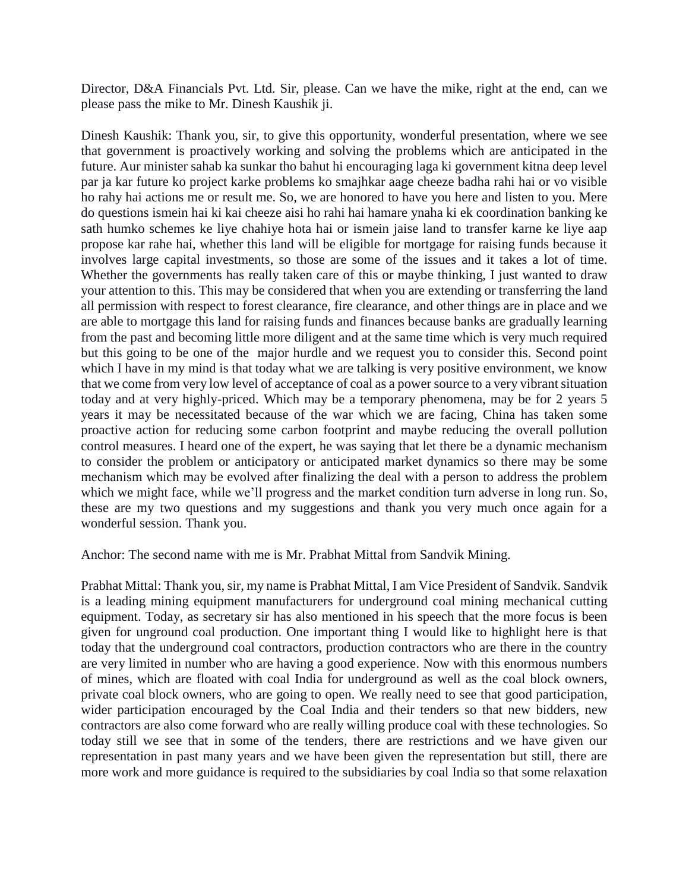Director, D&A Financials Pvt. Ltd. Sir, please. Can we have the mike, right at the end, can we please pass the mike to Mr. Dinesh Kaushik ji.

Dinesh Kaushik: Thank you, sir, to give this opportunity, wonderful presentation, where we see that government is proactively working and solving the problems which are anticipated in the future. Aur minister sahab ka sunkar tho bahut hi encouraging laga ki government kitna deep level par ja kar future ko project karke problems ko smajhkar aage cheeze badha rahi hai or vo visible ho rahy hai actions me or result me. So, we are honored to have you here and listen to you. Mere do questions ismein hai ki kai cheeze aisi ho rahi hai hamare ynaha ki ek coordination banking ke sath humko schemes ke liye chahiye hota hai or ismein jaise land to transfer karne ke liye aap propose kar rahe hai, whether this land will be eligible for mortgage for raising funds because it involves large capital investments, so those are some of the issues and it takes a lot of time. Whether the governments has really taken care of this or maybe thinking, I just wanted to draw your attention to this. This may be considered that when you are extending or transferring the land all permission with respect to forest clearance, fire clearance, and other things are in place and we are able to mortgage this land for raising funds and finances because banks are gradually learning from the past and becoming little more diligent and at the same time which is very much required but this going to be one of the major hurdle and we request you to consider this. Second point which I have in my mind is that today what we are talking is very positive environment, we know that we come from very low level of acceptance of coal as a power source to a very vibrant situation today and at very highly-priced. Which may be a temporary phenomena, may be for 2 years 5 years it may be necessitated because of the war which we are facing, China has taken some proactive action for reducing some carbon footprint and maybe reducing the overall pollution control measures. I heard one of the expert, he was saying that let there be a dynamic mechanism to consider the problem or anticipatory or anticipated market dynamics so there may be some mechanism which may be evolved after finalizing the deal with a person to address the problem which we might face, while we'll progress and the market condition turn adverse in long run. So, these are my two questions and my suggestions and thank you very much once again for a wonderful session. Thank you.

Anchor: The second name with me is Mr. Prabhat Mittal from Sandvik Mining.

Prabhat Mittal: Thank you, sir, my name is Prabhat Mittal, I am Vice President of Sandvik. Sandvik is a leading mining equipment manufacturers for underground coal mining mechanical cutting equipment. Today, as secretary sir has also mentioned in his speech that the more focus is been given for unground coal production. One important thing I would like to highlight here is that today that the underground coal contractors, production contractors who are there in the country are very limited in number who are having a good experience. Now with this enormous numbers of mines, which are floated with coal India for underground as well as the coal block owners, private coal block owners, who are going to open. We really need to see that good participation, wider participation encouraged by the Coal India and their tenders so that new bidders, new contractors are also come forward who are really willing produce coal with these technologies. So today still we see that in some of the tenders, there are restrictions and we have given our representation in past many years and we have been given the representation but still, there are more work and more guidance is required to the subsidiaries by coal India so that some relaxation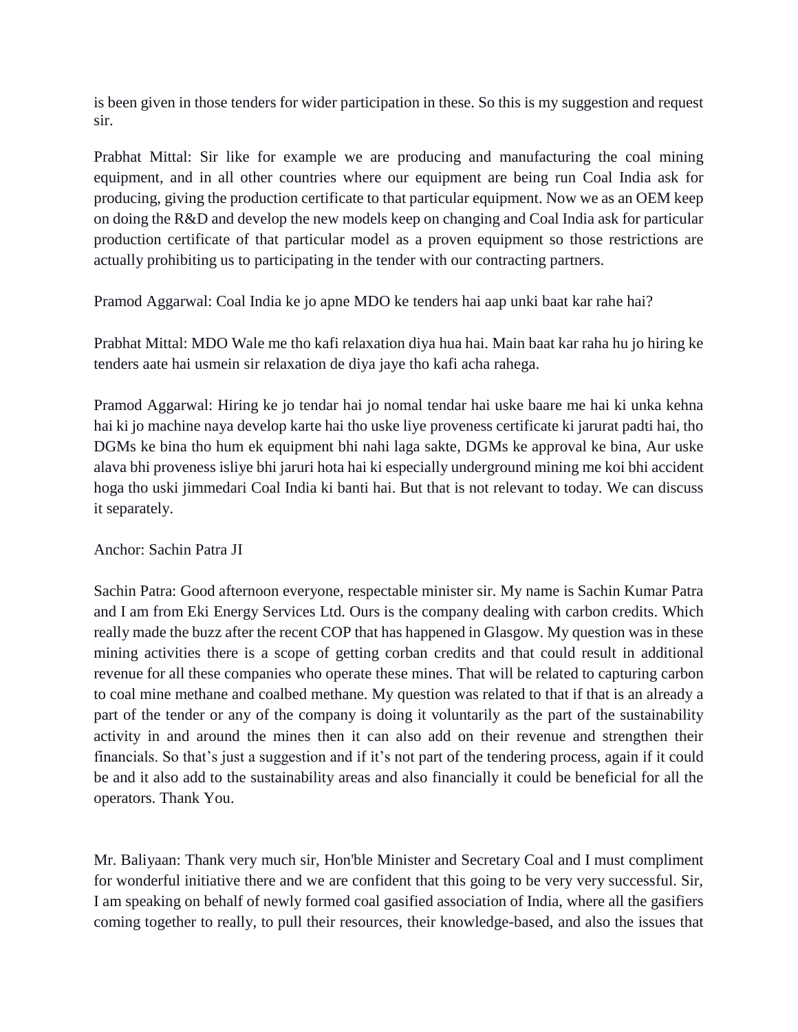is been given in those tenders for wider participation in these. So this is my suggestion and request sir.

Prabhat Mittal: Sir like for example we are producing and manufacturing the coal mining equipment, and in all other countries where our equipment are being run Coal India ask for producing, giving the production certificate to that particular equipment. Now we as an OEM keep on doing the R&D and develop the new models keep on changing and Coal India ask for particular production certificate of that particular model as a proven equipment so those restrictions are actually prohibiting us to participating in the tender with our contracting partners.

Pramod Aggarwal: Coal India ke jo apne MDO ke tenders hai aap unki baat kar rahe hai?

Prabhat Mittal: MDO Wale me tho kafi relaxation diya hua hai. Main baat kar raha hu jo hiring ke tenders aate hai usmein sir relaxation de diya jaye tho kafi acha rahega.

Pramod Aggarwal: Hiring ke jo tendar hai jo nomal tendar hai uske baare me hai ki unka kehna hai ki jo machine naya develop karte hai tho uske liye proveness certificate ki jarurat padti hai, tho DGMs ke bina tho hum ek equipment bhi nahi laga sakte, DGMs ke approval ke bina, Aur uske alava bhi proveness isliye bhi jaruri hota hai ki especially underground mining me koi bhi accident hoga tho uski jimmedari Coal India ki banti hai. But that is not relevant to today. We can discuss it separately.

Anchor: Sachin Patra JI

Sachin Patra: Good afternoon everyone, respectable minister sir. My name is Sachin Kumar Patra and I am from Eki Energy Services Ltd. Ours is the company dealing with carbon credits. Which really made the buzz after the recent COP that has happened in Glasgow. My question was in these mining activities there is a scope of getting corban credits and that could result in additional revenue for all these companies who operate these mines. That will be related to capturing carbon to coal mine methane and coalbed methane. My question was related to that if that is an already a part of the tender or any of the company is doing it voluntarily as the part of the sustainability activity in and around the mines then it can also add on their revenue and strengthen their financials. So that's just a suggestion and if it's not part of the tendering process, again if it could be and it also add to the sustainability areas and also financially it could be beneficial for all the operators. Thank You.

Mr. Baliyaan: Thank very much sir, Hon'ble Minister and Secretary Coal and I must compliment for wonderful initiative there and we are confident that this going to be very very successful. Sir, I am speaking on behalf of newly formed coal gasified association of India, where all the gasifiers coming together to really, to pull their resources, their knowledge-based, and also the issues that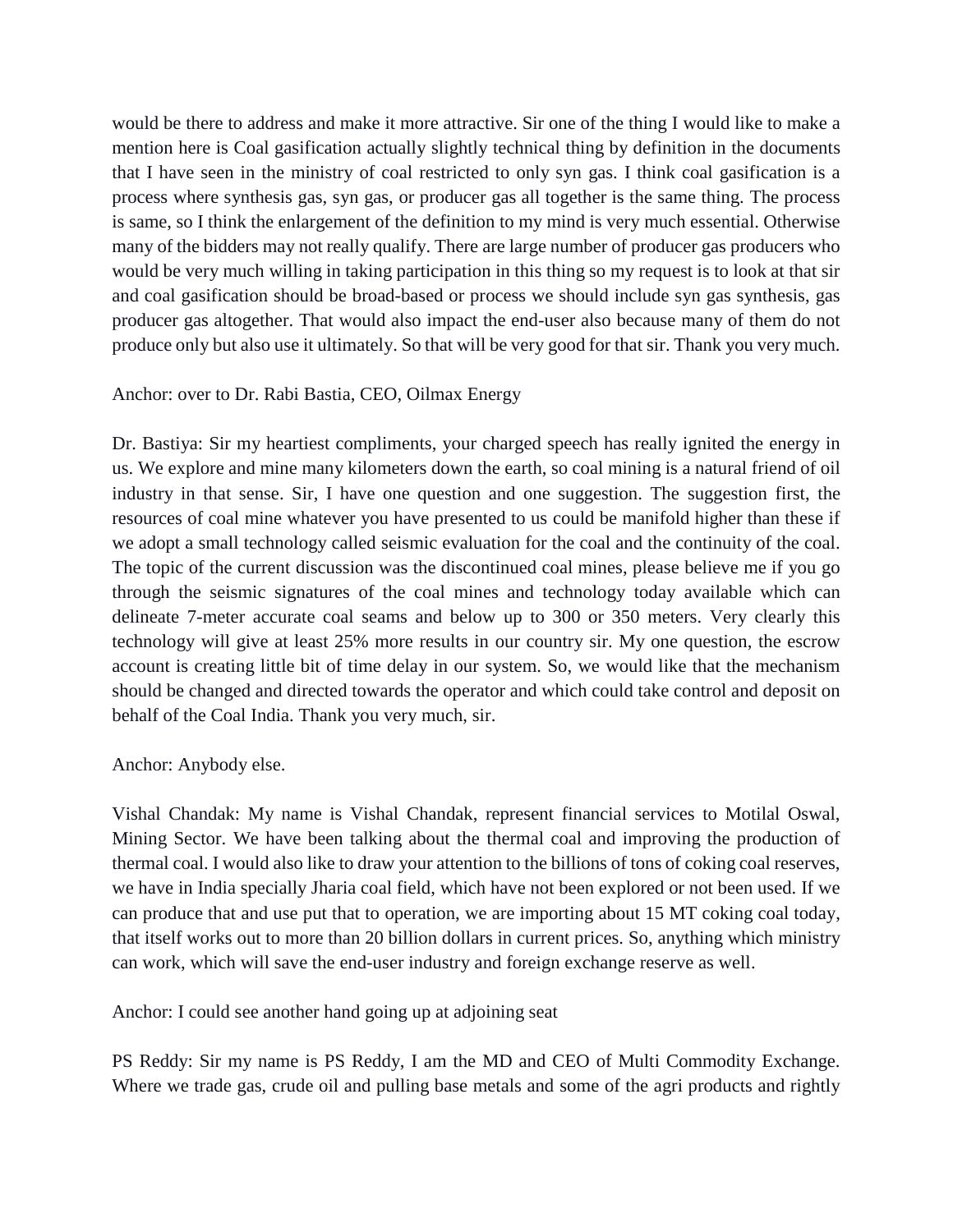would be there to address and make it more attractive. Sir one of the thing I would like to make a mention here is Coal gasification actually slightly technical thing by definition in the documents that I have seen in the ministry of coal restricted to only syn gas. I think coal gasification is a process where synthesis gas, syn gas, or producer gas all together is the same thing. The process is same, so I think the enlargement of the definition to my mind is very much essential. Otherwise many of the bidders may not really qualify. There are large number of producer gas producers who would be very much willing in taking participation in this thing so my request is to look at that sir and coal gasification should be broad-based or process we should include syn gas synthesis, gas producer gas altogether. That would also impact the end-user also because many of them do not produce only but also use it ultimately. So that will be very good for that sir. Thank you very much.

Anchor: over to Dr. Rabi Bastia, CEO, Oilmax Energy

Dr. Bastiya: Sir my heartiest compliments, your charged speech has really ignited the energy in us. We explore and mine many kilometers down the earth, so coal mining is a natural friend of oil industry in that sense. Sir, I have one question and one suggestion. The suggestion first, the resources of coal mine whatever you have presented to us could be manifold higher than these if we adopt a small technology called seismic evaluation for the coal and the continuity of the coal. The topic of the current discussion was the discontinued coal mines, please believe me if you go through the seismic signatures of the coal mines and technology today available which can delineate 7-meter accurate coal seams and below up to 300 or 350 meters. Very clearly this technology will give at least 25% more results in our country sir. My one question, the escrow account is creating little bit of time delay in our system. So, we would like that the mechanism should be changed and directed towards the operator and which could take control and deposit on behalf of the Coal India. Thank you very much, sir.

Anchor: Anybody else.

Vishal Chandak: My name is Vishal Chandak, represent financial services to Motilal Oswal, Mining Sector. We have been talking about the thermal coal and improving the production of thermal coal. I would also like to draw your attention to the billions of tons of coking coal reserves, we have in India specially Jharia coal field, which have not been explored or not been used. If we can produce that and use put that to operation, we are importing about 15 MT coking coal today, that itself works out to more than 20 billion dollars in current prices. So, anything which ministry can work, which will save the end-user industry and foreign exchange reserve as well.

Anchor: I could see another hand going up at adjoining seat

PS Reddy: Sir my name is PS Reddy, I am the MD and CEO of Multi Commodity Exchange. Where we trade gas, crude oil and pulling base metals and some of the agri products and rightly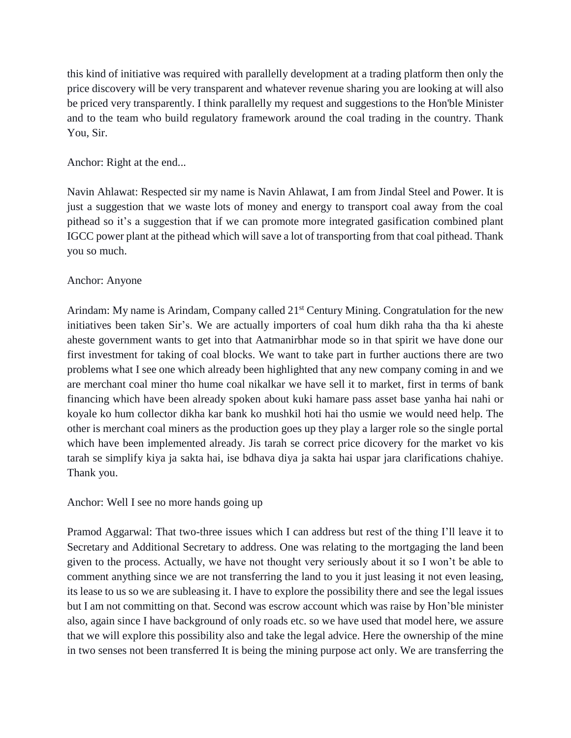this kind of initiative was required with parallelly development at a trading platform then only the price discovery will be very transparent and whatever revenue sharing you are looking at will also be priced very transparently. I think parallelly my request and suggestions to the Hon'ble Minister and to the team who build regulatory framework around the coal trading in the country. Thank You, Sir.

Anchor: Right at the end...

Navin Ahlawat: Respected sir my name is Navin Ahlawat, I am from Jindal Steel and Power. It is just a suggestion that we waste lots of money and energy to transport coal away from the coal pithead so it's a suggestion that if we can promote more integrated gasification combined plant IGCC power plant at the pithead which will save a lot of transporting from that coal pithead. Thank you so much.

Anchor: Anyone

Arindam: My name is Arindam, Company called 21st Century Mining. Congratulation for the new initiatives been taken Sir's. We are actually importers of coal hum dikh raha tha tha ki aheste aheste government wants to get into that Aatmanirbhar mode so in that spirit we have done our first investment for taking of coal blocks. We want to take part in further auctions there are two problems what I see one which already been highlighted that any new company coming in and we are merchant coal miner tho hume coal nikalkar we have sell it to market, first in terms of bank financing which have been already spoken about kuki hamare pass asset base yanha hai nahi or koyale ko hum collector dikha kar bank ko mushkil hoti hai tho usmie we would need help. The other is merchant coal miners as the production goes up they play a larger role so the single portal which have been implemented already. Jis tarah se correct price dicovery for the market vo kis tarah se simplify kiya ja sakta hai, ise bdhava diya ja sakta hai uspar jara clarifications chahiye. Thank you.

Anchor: Well I see no more hands going up

Pramod Aggarwal: That two-three issues which I can address but rest of the thing I'll leave it to Secretary and Additional Secretary to address. One was relating to the mortgaging the land been given to the process. Actually, we have not thought very seriously about it so I won't be able to comment anything since we are not transferring the land to you it just leasing it not even leasing, its lease to us so we are subleasing it. I have to explore the possibility there and see the legal issues but I am not committing on that. Second was escrow account which was raise by Hon'ble minister also, again since I have background of only roads etc. so we have used that model here, we assure that we will explore this possibility also and take the legal advice. Here the ownership of the mine in two senses not been transferred It is being the mining purpose act only. We are transferring the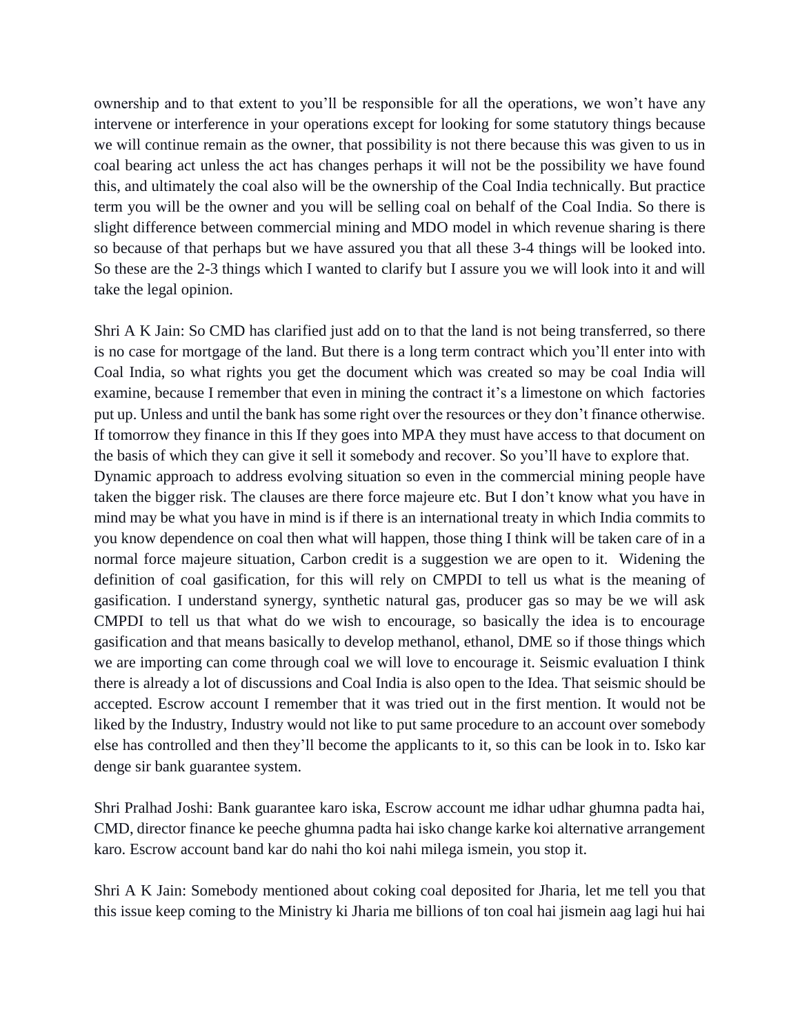ownership and to that extent to you'll be responsible for all the operations, we won't have any intervene or interference in your operations except for looking for some statutory things because we will continue remain as the owner, that possibility is not there because this was given to us in coal bearing act unless the act has changes perhaps it will not be the possibility we have found this, and ultimately the coal also will be the ownership of the Coal India technically. But practice term you will be the owner and you will be selling coal on behalf of the Coal India. So there is slight difference between commercial mining and MDO model in which revenue sharing is there so because of that perhaps but we have assured you that all these 3-4 things will be looked into. So these are the 2-3 things which I wanted to clarify but I assure you we will look into it and will take the legal opinion.

Shri A K Jain: So CMD has clarified just add on to that the land is not being transferred, so there is no case for mortgage of the land. But there is a long term contract which you'll enter into with Coal India, so what rights you get the document which was created so may be coal India will examine, because I remember that even in mining the contract it's a limestone on which factories put up. Unless and until the bank has some right over the resources or they don't finance otherwise. If tomorrow they finance in this If they goes into MPA they must have access to that document on the basis of which they can give it sell it somebody and recover. So you'll have to explore that. Dynamic approach to address evolving situation so even in the commercial mining people have taken the bigger risk. The clauses are there force majeure etc. But I don't know what you have in mind may be what you have in mind is if there is an international treaty in which India commits to you know dependence on coal then what will happen, those thing I think will be taken care of in a normal force majeure situation, Carbon credit is a suggestion we are open to it. Widening the definition of coal gasification, for this will rely on CMPDI to tell us what is the meaning of gasification. I understand synergy, synthetic natural gas, producer gas so may be we will ask CMPDI to tell us that what do we wish to encourage, so basically the idea is to encourage gasification and that means basically to develop methanol, ethanol, DME so if those things which we are importing can come through coal we will love to encourage it. Seismic evaluation I think there is already a lot of discussions and Coal India is also open to the Idea. That seismic should be accepted. Escrow account I remember that it was tried out in the first mention. It would not be liked by the Industry, Industry would not like to put same procedure to an account over somebody else has controlled and then they'll become the applicants to it, so this can be look in to. Isko kar denge sir bank guarantee system.

Shri Pralhad Joshi: Bank guarantee karo iska, Escrow account me idhar udhar ghumna padta hai, CMD, director finance ke peeche ghumna padta hai isko change karke koi alternative arrangement karo. Escrow account band kar do nahi tho koi nahi milega ismein, you stop it.

Shri A K Jain: Somebody mentioned about coking coal deposited for Jharia, let me tell you that this issue keep coming to the Ministry ki Jharia me billions of ton coal hai jismein aag lagi hui hai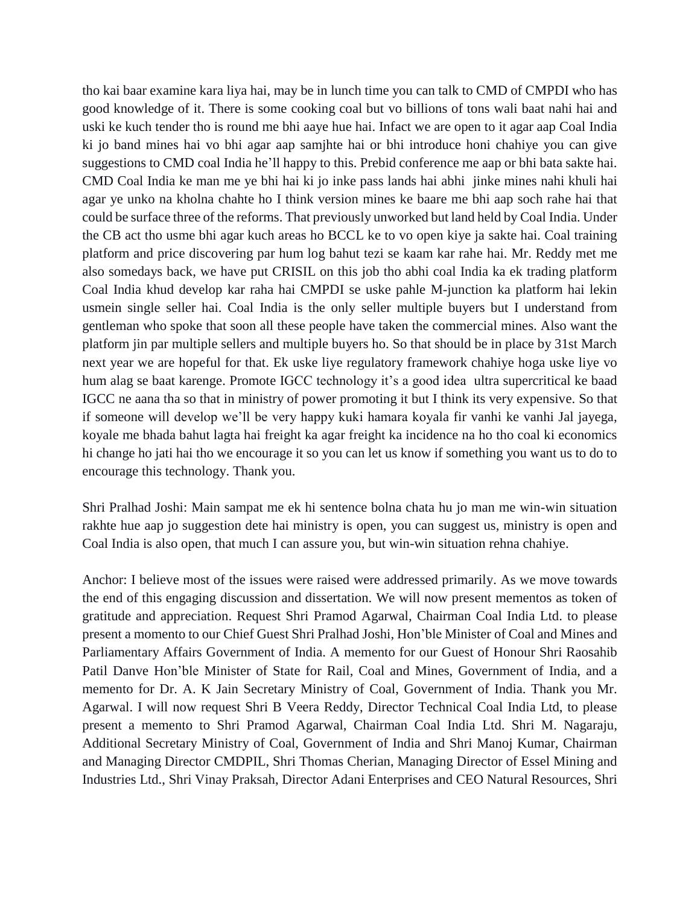tho kai baar examine kara liya hai, may be in lunch time you can talk to CMD of CMPDI who has good knowledge of it. There is some cooking coal but vo billions of tons wali baat nahi hai and uski ke kuch tender tho is round me bhi aaye hue hai. Infact we are open to it agar aap Coal India ki jo band mines hai vo bhi agar aap samjhte hai or bhi introduce honi chahiye you can give suggestions to CMD coal India he'll happy to this. Prebid conference me aap or bhi bata sakte hai. CMD Coal India ke man me ye bhi hai ki jo inke pass lands hai abhi jinke mines nahi khuli hai agar ye unko na kholna chahte ho I think version mines ke baare me bhi aap soch rahe hai that could be surface three of the reforms. That previously unworked but land held by Coal India. Under the CB act tho usme bhi agar kuch areas ho BCCL ke to vo open kiye ja sakte hai. Coal training platform and price discovering par hum log bahut tezi se kaam kar rahe hai. Mr. Reddy met me also somedays back, we have put CRISIL on this job tho abhi coal India ka ek trading platform Coal India khud develop kar raha hai CMPDI se uske pahle M-junction ka platform hai lekin usmein single seller hai. Coal India is the only seller multiple buyers but I understand from gentleman who spoke that soon all these people have taken the commercial mines. Also want the platform jin par multiple sellers and multiple buyers ho. So that should be in place by 31st March next year we are hopeful for that. Ek uske liye regulatory framework chahiye hoga uske liye vo hum alag se baat karenge. Promote IGCC technology it's a good idea ultra supercritical ke baad IGCC ne aana tha so that in ministry of power promoting it but I think its very expensive. So that if someone will develop we'll be very happy kuki hamara koyala fir vanhi ke vanhi Jal jayega, koyale me bhada bahut lagta hai freight ka agar freight ka incidence na ho tho coal ki economics hi change ho jati hai tho we encourage it so you can let us know if something you want us to do to encourage this technology. Thank you.

Shri Pralhad Joshi: Main sampat me ek hi sentence bolna chata hu jo man me win-win situation rakhte hue aap jo suggestion dete hai ministry is open, you can suggest us, ministry is open and Coal India is also open, that much I can assure you, but win-win situation rehna chahiye.

Anchor: I believe most of the issues were raised were addressed primarily. As we move towards the end of this engaging discussion and dissertation. We will now present mementos as token of gratitude and appreciation. Request Shri Pramod Agarwal, Chairman Coal India Ltd. to please present a momento to our Chief Guest Shri Pralhad Joshi, Hon'ble Minister of Coal and Mines and Parliamentary Affairs Government of India. A memento for our Guest of Honour Shri Raosahib Patil Danve Hon'ble Minister of State for Rail, Coal and Mines, Government of India, and a memento for Dr. A. K Jain Secretary Ministry of Coal, Government of India. Thank you Mr. Agarwal. I will now request Shri B Veera Reddy, Director Technical Coal India Ltd, to please present a memento to Shri Pramod Agarwal, Chairman Coal India Ltd. Shri M. Nagaraju, Additional Secretary Ministry of Coal, Government of India and Shri Manoj Kumar, Chairman and Managing Director CMDPIL, Shri Thomas Cherian, Managing Director of Essel Mining and Industries Ltd., Shri Vinay Praksah, Director Adani Enterprises and CEO Natural Resources, Shri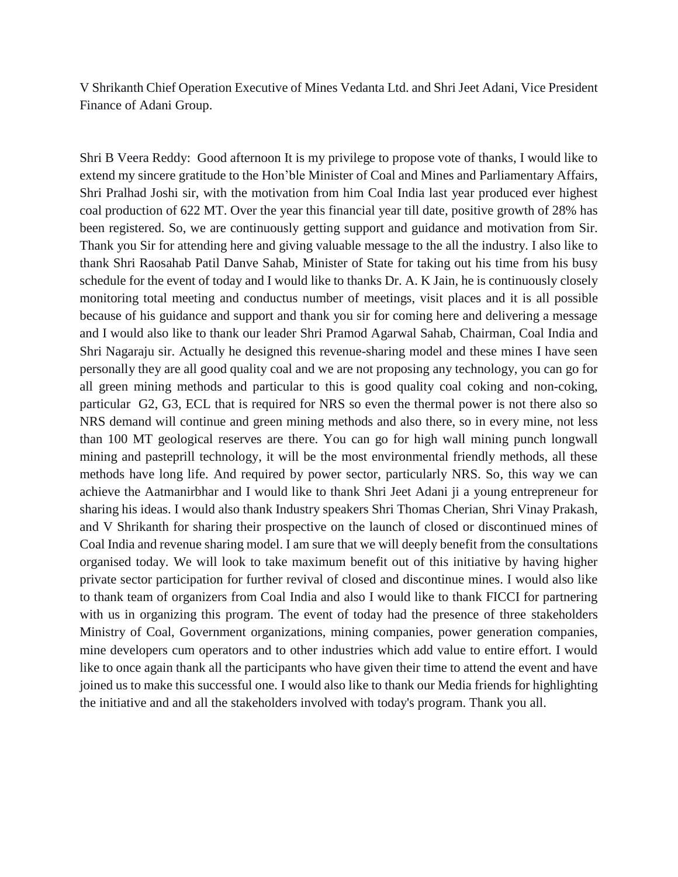V Shrikanth Chief Operation Executive of Mines Vedanta Ltd. and Shri Jeet Adani, Vice President Finance of Adani Group.

Shri B Veera Reddy: Good afternoon It is my privilege to propose vote of thanks, I would like to extend my sincere gratitude to the Hon'ble Minister of Coal and Mines and Parliamentary Affairs, Shri Pralhad Joshi sir, with the motivation from him Coal India last year produced ever highest coal production of 622 MT. Over the year this financial year till date, positive growth of 28% has been registered. So, we are continuously getting support and guidance and motivation from Sir. Thank you Sir for attending here and giving valuable message to the all the industry. I also like to thank Shri Raosahab Patil Danve Sahab, Minister of State for taking out his time from his busy schedule for the event of today and I would like to thanks Dr. A. K Jain, he is continuously closely monitoring total meeting and conductus number of meetings, visit places and it is all possible because of his guidance and support and thank you sir for coming here and delivering a message and I would also like to thank our leader Shri Pramod Agarwal Sahab, Chairman, Coal India and Shri Nagaraju sir. Actually he designed this revenue-sharing model and these mines I have seen personally they are all good quality coal and we are not proposing any technology, you can go for all green mining methods and particular to this is good quality coal coking and non-coking, particular G2, G3, ECL that is required for NRS so even the thermal power is not there also so NRS demand will continue and green mining methods and also there, so in every mine, not less than 100 MT geological reserves are there. You can go for high wall mining punch longwall mining and pasteprill technology, it will be the most environmental friendly methods, all these methods have long life. And required by power sector, particularly NRS. So, this way we can achieve the Aatmanirbhar and I would like to thank Shri Jeet Adani ji a young entrepreneur for sharing his ideas. I would also thank Industry speakers Shri Thomas Cherian, Shri Vinay Prakash, and V Shrikanth for sharing their prospective on the launch of closed or discontinued mines of Coal India and revenue sharing model. I am sure that we will deeply benefit from the consultations organised today. We will look to take maximum benefit out of this initiative by having higher private sector participation for further revival of closed and discontinue mines. I would also like to thank team of organizers from Coal India and also I would like to thank FICCI for partnering with us in organizing this program. The event of today had the presence of three stakeholders Ministry of Coal, Government organizations, mining companies, power generation companies, mine developers cum operators and to other industries which add value to entire effort. I would like to once again thank all the participants who have given their time to attend the event and have joined us to make this successful one. I would also like to thank our Media friends for highlighting the initiative and and all the stakeholders involved with today's program. Thank you all.